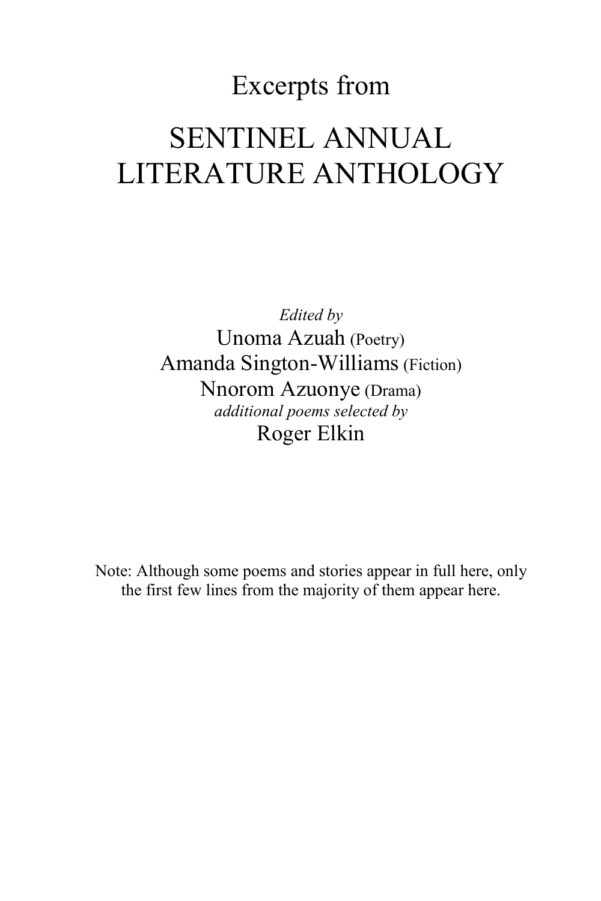Excerpts from

# SENTINEL ANNUAL LITERATURE ANTHOLOGY

*Edited by*

Unoma Azuah (Poetry)

Amanda Sington-Williams (Fiction)

Nnorom Azuonye (Drama)

*additional poems selected by*

Roger Elkin

Note: Although some poems and stories appear in full here, only the first few lines from the majority of them appear here.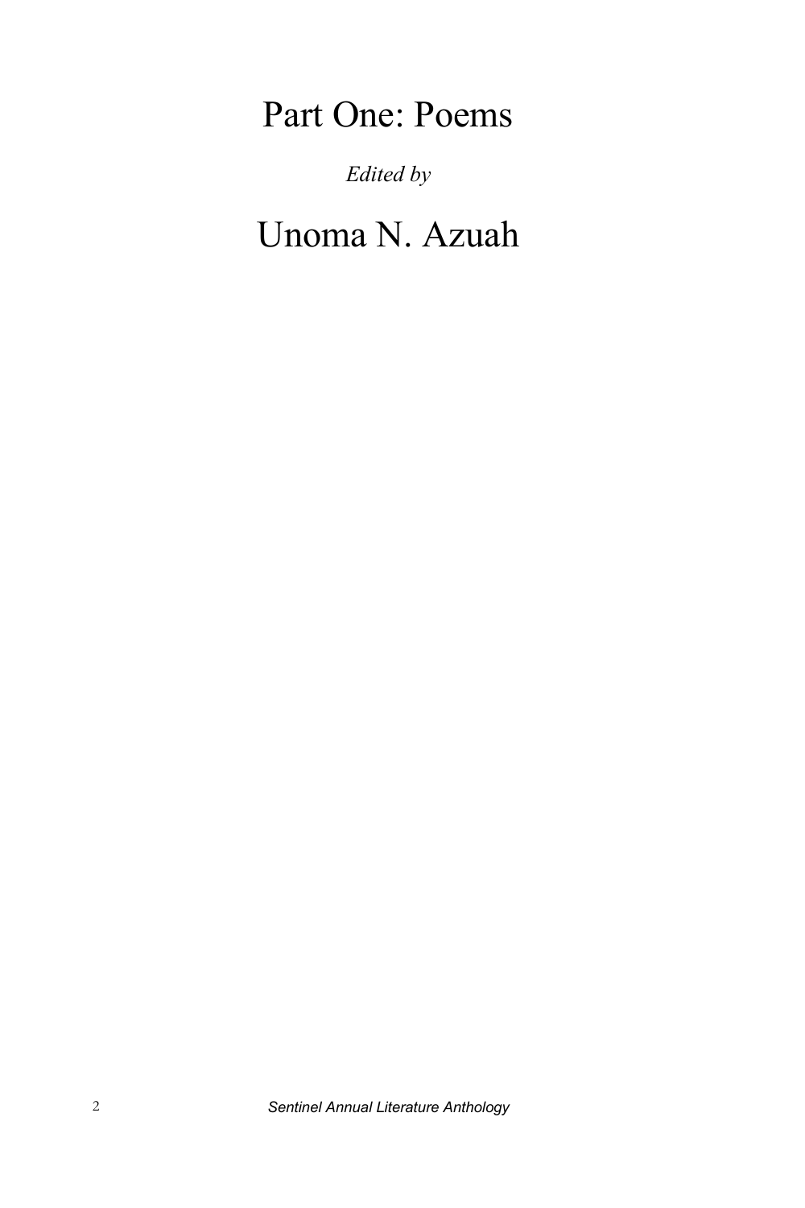# Part One: Poems

*Edited by*

## Unoma N. Azuah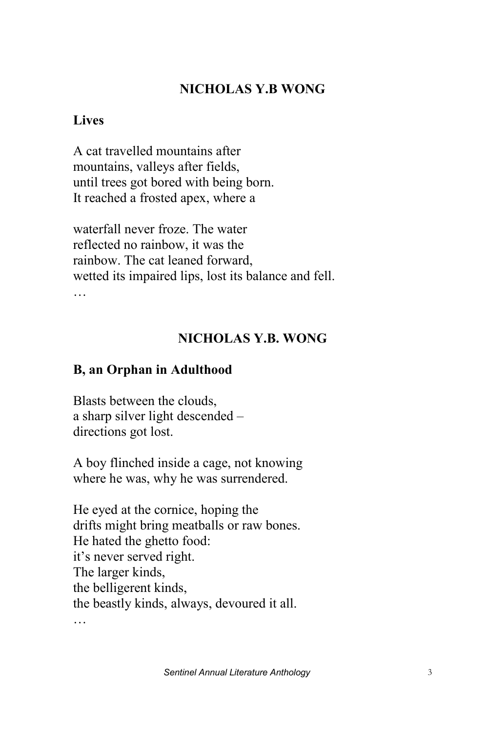## NICHOLAS Y.B WONG

### Lives

A cat travelled mountains after  
mountains, valleys after fields,  
until trees got bored with being born.  
It reached a frosted apex, where a

waterfall never froze. The water  
reflected no rainbow, it was the  
rainbow. The cat leaned forward,  
wetted its impaired lips, lost its balance and fell.  
…

## NICHOLAS Y.B. WONG

### B, an Orphan in Adulthood

Blasts between the clouds,  
a sharp silver light descended –  
directions got lost.

A boy flinched inside a cage, not knowing  
where he was, why he was surrendered.

He eyed at the cornice, hoping the  
drifts might bring meatballs or raw bones.  
He hated the ghetto food:  
it's never served right.  
The larger kinds,  
the belligerent kinds,  
the beastly kinds, always, devoured it all.  
…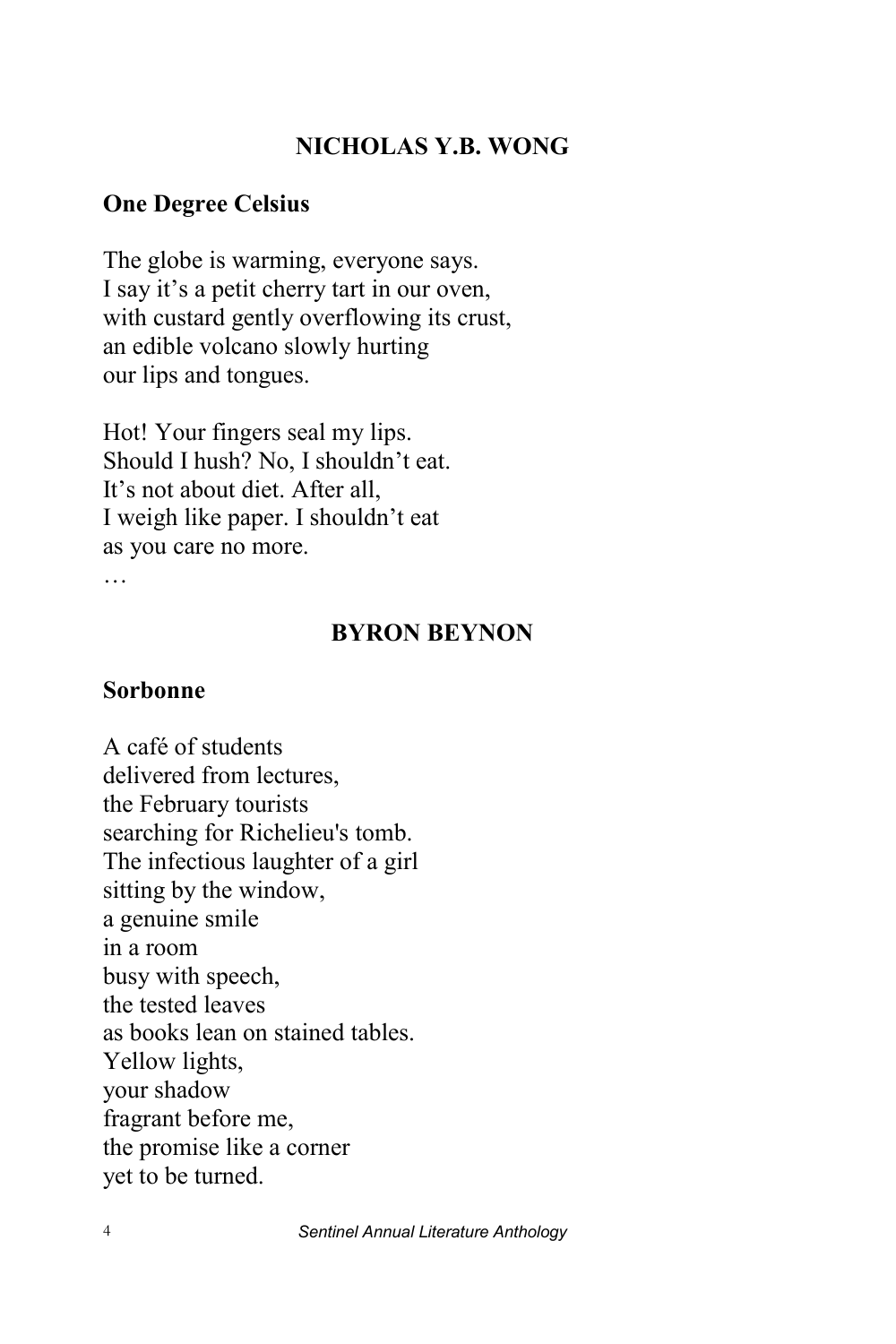## NICHOLAS Y.B. WONG

### One Degree Celsius

The globe is warming, everyone says.
I say it's a petit cherry tart in our oven,
with custard gently overflowing its crust,
an edible volcano slowly hurting
our lips and tongues.

Hot! Your fingers seal my lips.
Should I hush? No, I shouldn't eat.
It's not about diet. After all,
I weigh like paper. I shouldn't eat
as you care no more.
…

## BYRON BEYNON

### Sorbonne

A café of students
delivered from lectures,
the February tourists
searching for Richelieu's tomb.
The infectious laughter of a girl
sitting by the window,
a genuine smile
in a room
busy with speech,
the tested leaves
as books lean on stained tables.
Yellow lights,
your shadow
fragrant before me,
the promise like a corner
yet to be turned.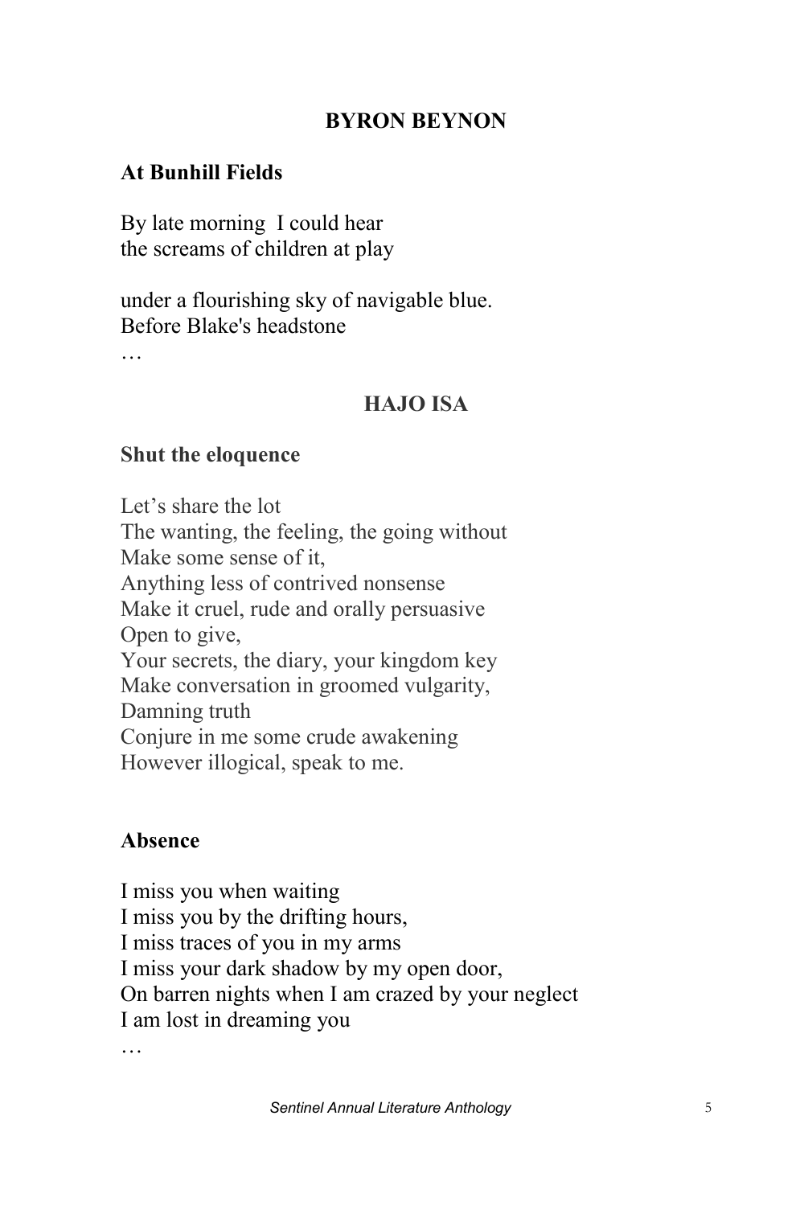## BYRON BEYNON

### At Bunhill Fields

By late morning  I could hear
the screams of children at play

under a flourishing sky of navigable blue.
Before Blake's headstone
…

## HAJO ISA

### Shut the eloquence

Let's share the lot
The wanting, the feeling, the going without
Make some sense of it,
Anything less of contrived nonsense
Make it cruel, rude and orally persuasive
Open to give,
Your secrets, the diary, your kingdom key
Make conversation in groomed vulgarity,
Damning truth
Conjure in me some crude awakening
However illogical, speak to me.

### Absence

I miss you when waiting
I miss you by the drifting hours,
I miss traces of you in my arms
I miss your dark shadow by my open door,
On barren nights when I am crazed by your neglect
I am lost in dreaming you
…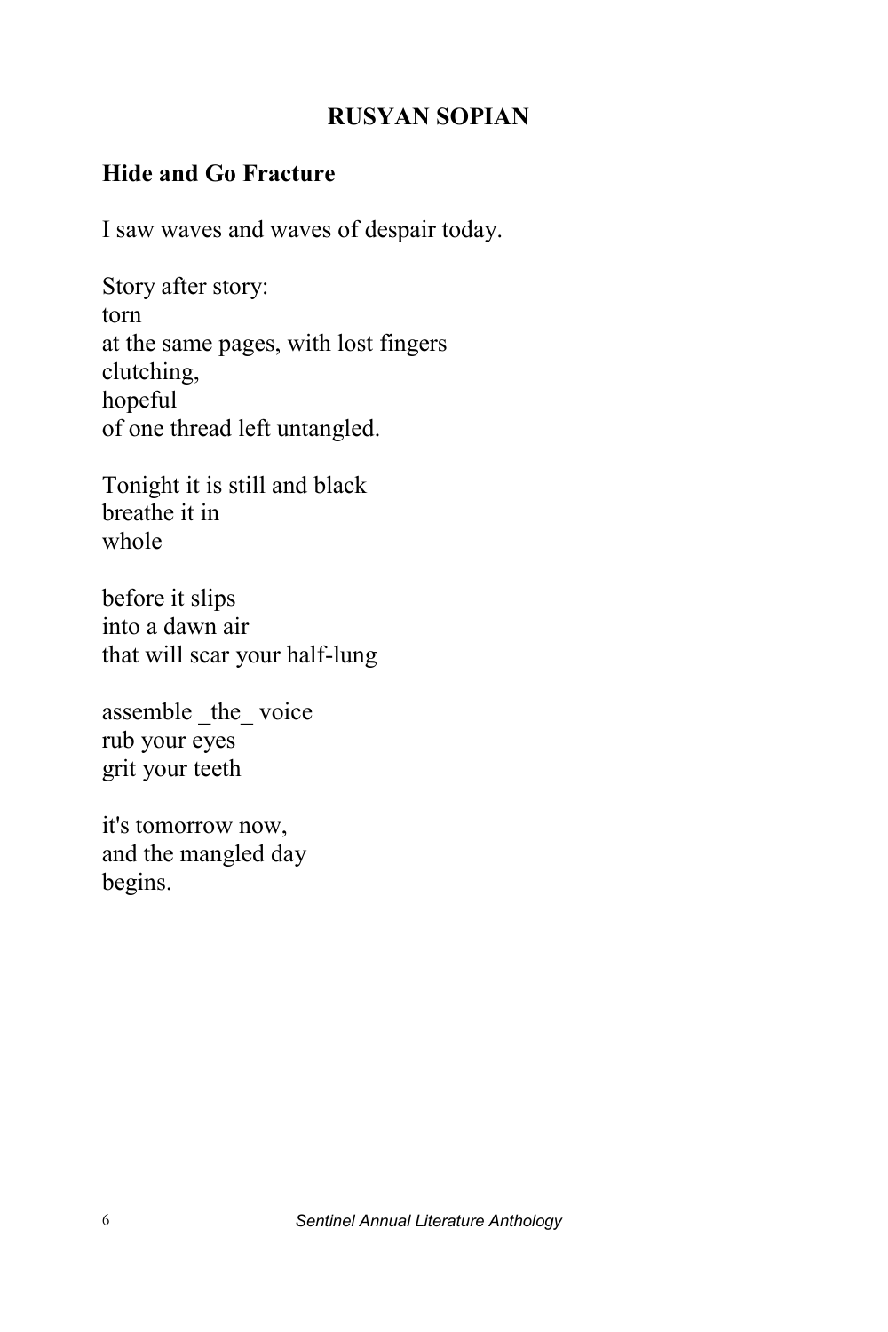## RUSYAN SOPIAN

### Hide and Go Fracture

I saw waves and waves of despair today.

Story after story:  
torn  
at the same pages, with lost fingers  
clutching,  
hopeful  
of one thread left untangled.

Tonight it is still and black  
breathe it in  
whole

before it slips  
into a dawn air  
that will scar your half-lung

assemble _the_ voice  
rub your eyes  
grit your teeth

it's tomorrow now,  
and the mangled day  
begins.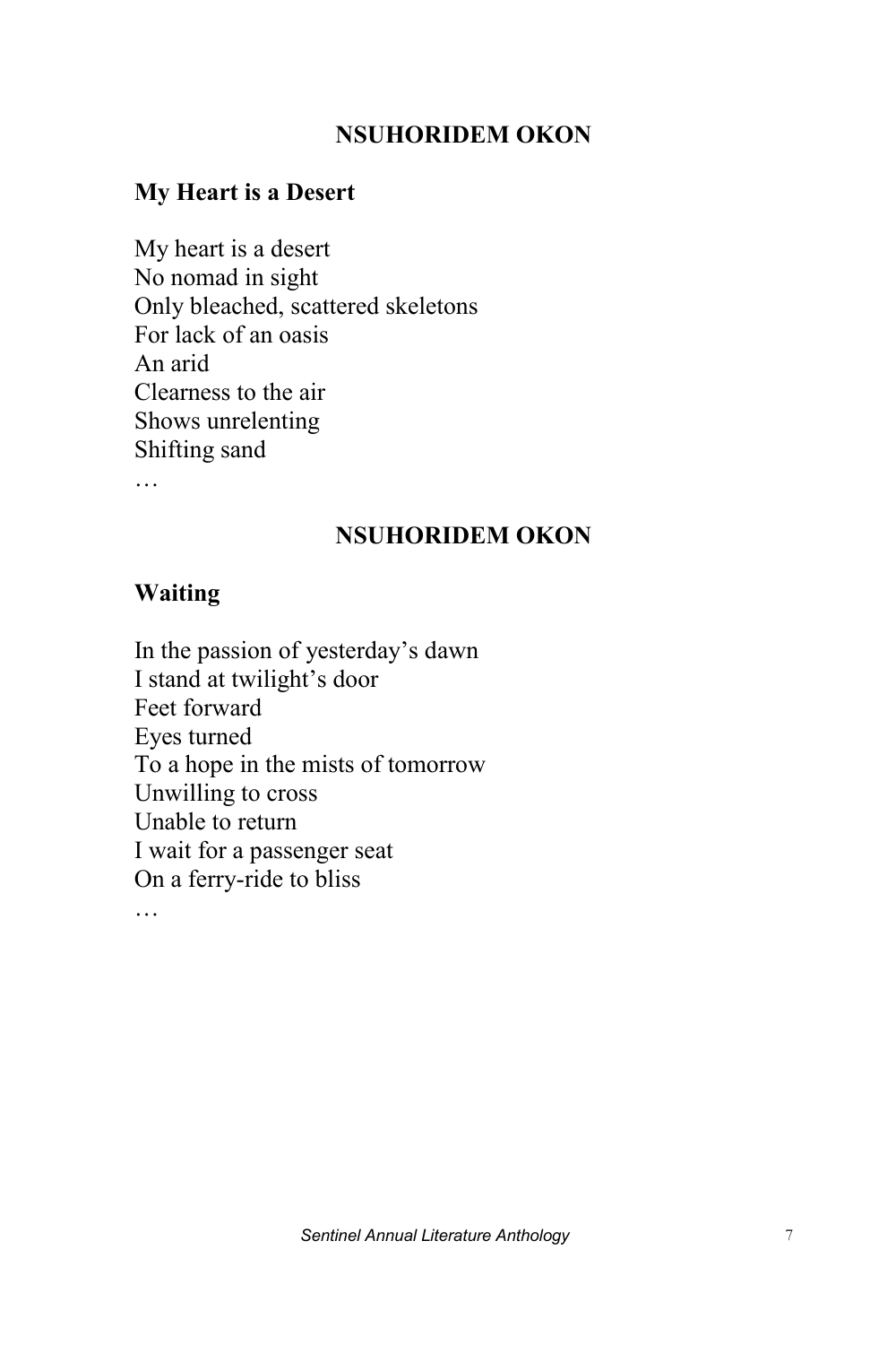## NSUHORIDEM OKON

### My Heart is a Desert

My heart is a desert  
No nomad in sight  
Only bleached, scattered skeletons  
For lack of an oasis  
An arid  
Clearness to the air  
Shows unrelenting  
Shifting sand  
…

## NSUHORIDEM OKON

### Waiting

In the passion of yesterday's dawn  
I stand at twilight's door  
Feet forward  
Eyes turned  
To a hope in the mists of tomorrow  
Unwilling to cross  
Unable to return  
I wait for a passenger seat  
On a ferry-ride to bliss  
…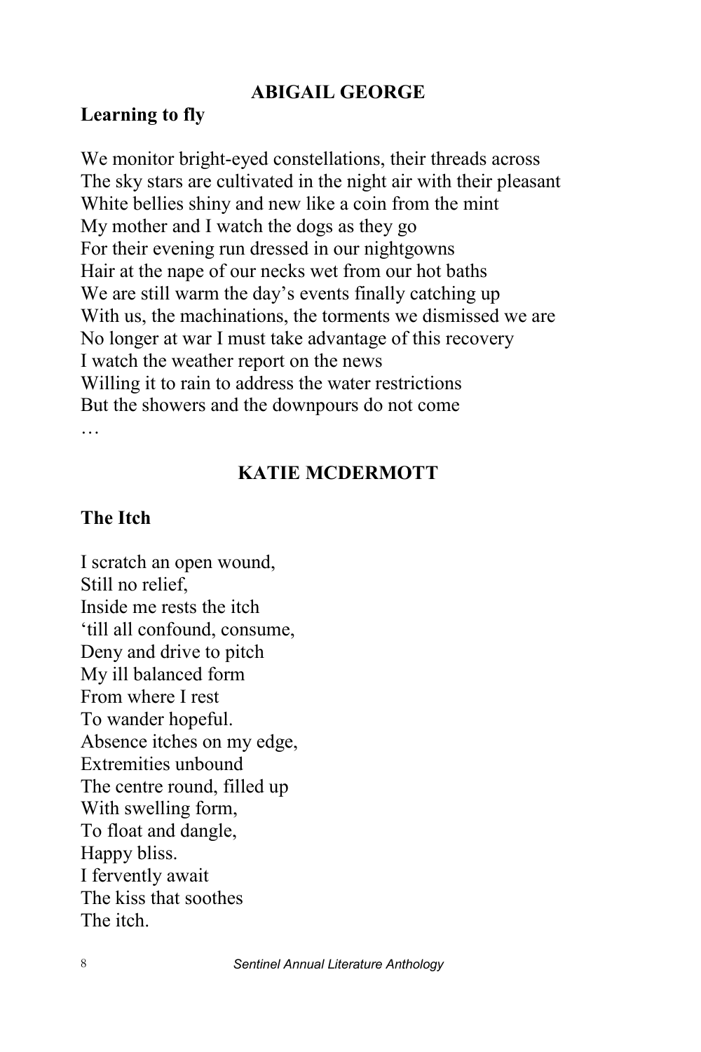## ABIGAIL GEORGE

### Learning to fly

We monitor bright-eyed constellations, their threads across  
The sky stars are cultivated in the night air with their pleasant  
White bellies shiny and new like a coin from the mint  
My mother and I watch the dogs as they go  
For their evening run dressed in our nightgowns  
Hair at the nape of our necks wet from our hot baths  
We are still warm the day's events finally catching up  
With us, the machinations, the torments we dismissed we are  
No longer at war I must take advantage of this recovery  
I watch the weather report on the news  
Willing it to rain to address the water restrictions  
But the showers and the downpours do not come  
…

## KATIE MCDERMOTT

### The Itch

I scratch an open wound,  
Still no relief,  
Inside me rests the itch  
'till all confound, consume,  
Deny and drive to pitch  
My ill balanced form  
From where I rest  
To wander hopeful.  
Absence itches on my edge,  
Extremities unbound  
The centre round, filled up  
With swelling form,  
To float and dangle,  
Happy bliss.  
I fervently await  
The kiss that soothes  
The itch.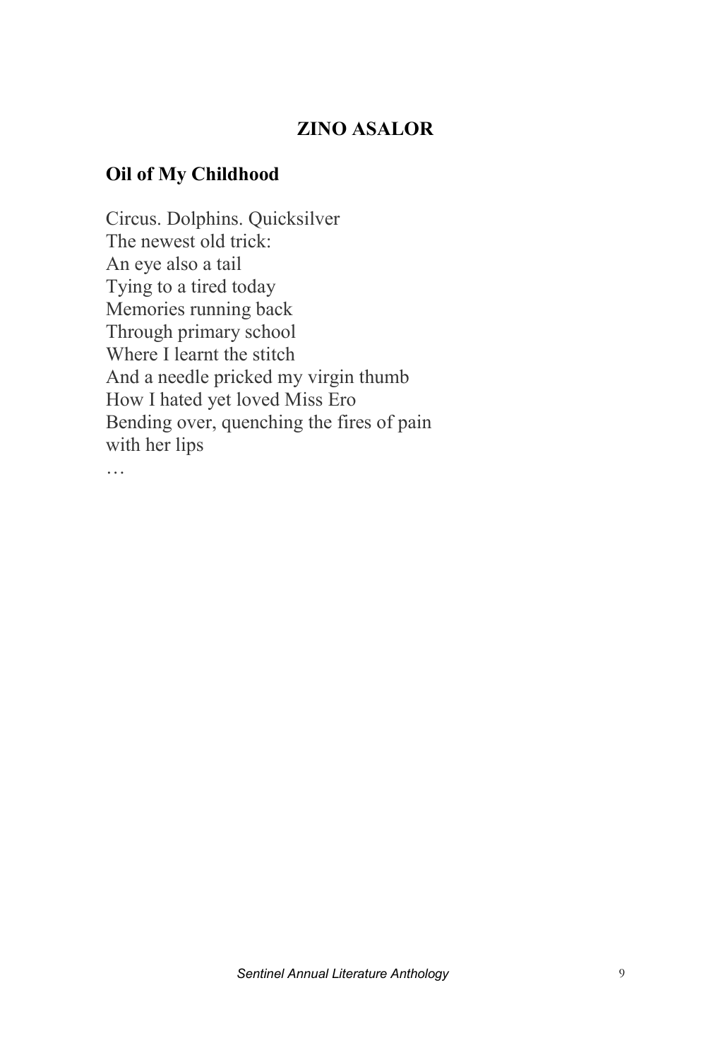## ZINO ASALOR

### Oil of My Childhood

Circus. Dolphins. Quicksilver
The newest old trick:
An eye also a tail
Tying to a tired today
Memories running back
Through primary school
Where I learnt the stitch
And a needle pricked my virgin thumb
How I hated yet loved Miss Ero
Bending over, quenching the fires of pain
with her lips
…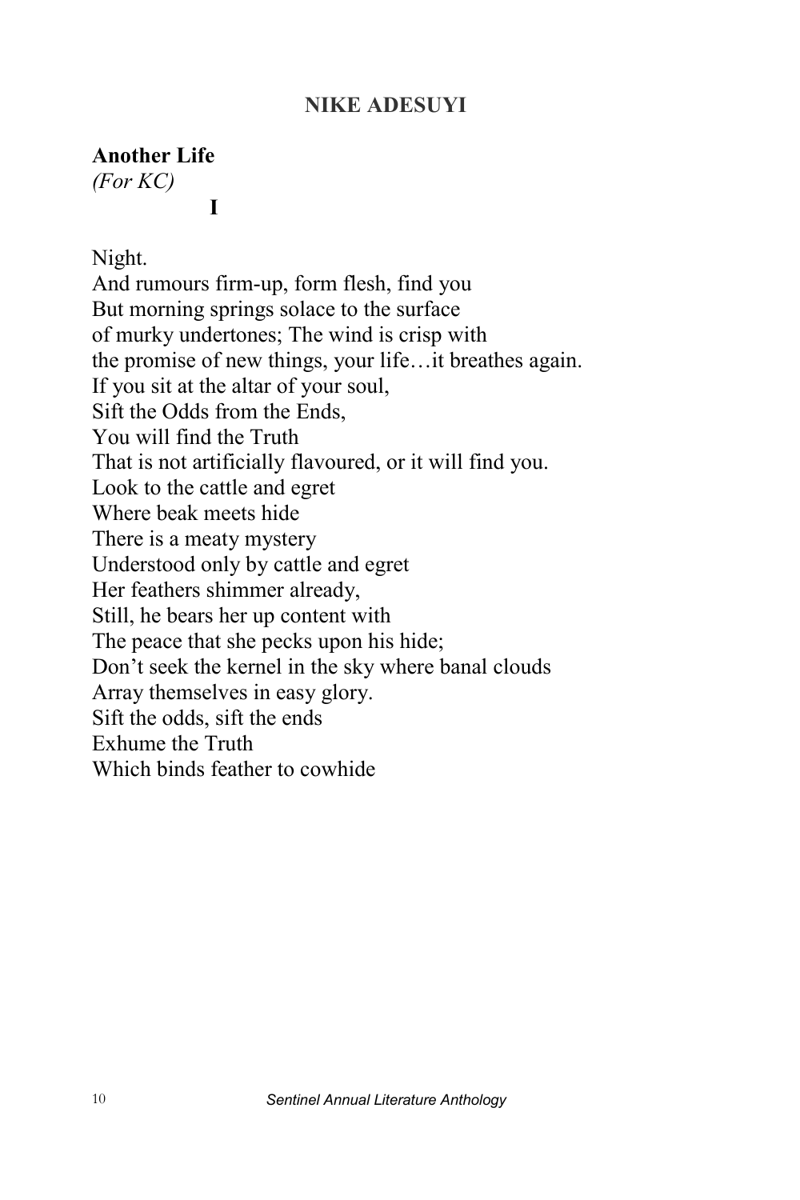## NIKE ADESUYI

### Another Life

*(For KC)*

**I**

Night.
And rumours firm-up, form flesh, find you
But morning springs solace to the surface
of murky undertones; The wind is crisp with
the promise of new things, your life…it breathes again.
If you sit at the altar of your soul,
Sift the Odds from the Ends,
You will find the Truth
That is not artificially flavoured, or it will find you.
Look to the cattle and egret
Where beak meets hide
There is a meaty mystery
Understood only by cattle and egret
Her feathers shimmer already,
Still, he bears her up content with
The peace that she pecks upon his hide;
Don't seek the kernel in the sky where banal clouds
Array themselves in easy glory.
Sift the odds, sift the ends
Exhume the Truth
Which binds feather to cowhide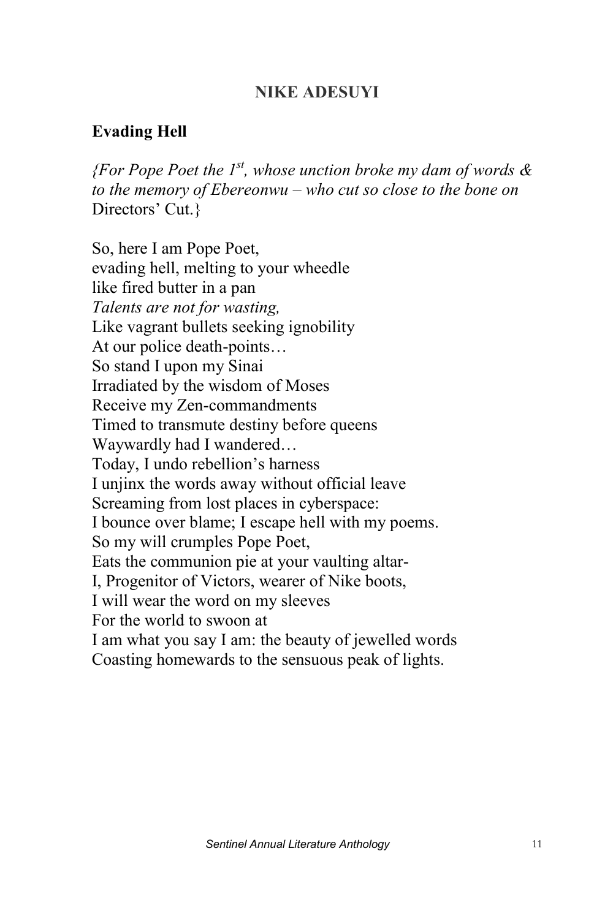## NIKE ADESUYI

### Evading Hell

*{For Pope Poet the 1st, whose unction broke my dam of words & to the memory of Ebereonwu – who cut so close to the bone on* Directors' Cut.}

So, here I am Pope Poet,  
evading hell, melting to your wheedle  
like fired butter in a pan  
*Talents are not for wasting,*  
Like vagrant bullets seeking ignobility  
At our police death-points…  
So stand I upon my Sinai  
Irradiated by the wisdom of Moses  
Receive my Zen-commandments  
Timed to transmute destiny before queens  
Waywardly had I wandered…  
Today, I undo rebellion's harness  
I unjinx the words away without official leave  
Screaming from lost places in cyberspace:  
I bounce over blame; I escape hell with my poems.  
So my will crumples Pope Poet,  
Eats the communion pie at your vaulting altar-  
I, Progenitor of Victors, wearer of Nike boots,  
I will wear the word on my sleeves  
For the world to swoon at  
I am what you say I am: the beauty of jewelled words  
Coasting homewards to the sensuous peak of lights.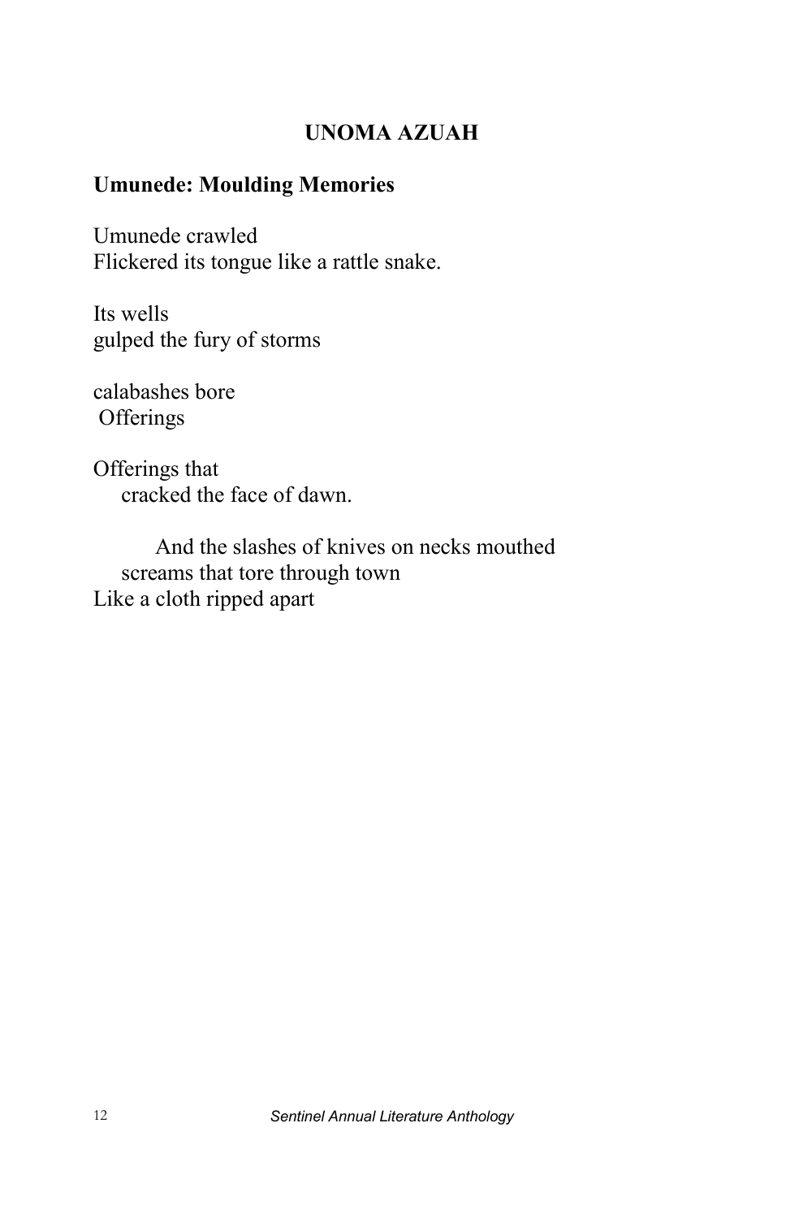## UNOMA AZUAH

### Umunede: Moulding Memories

Umunede crawled  
Flickered its tongue like a rattle snake.

Its wells  
gulped the fury of storms

calabashes bore  
Offerings

Offerings that  
cracked the face of dawn.

And the slashes of knives on necks mouthed  
screams that tore through town  
Like a cloth ripped apart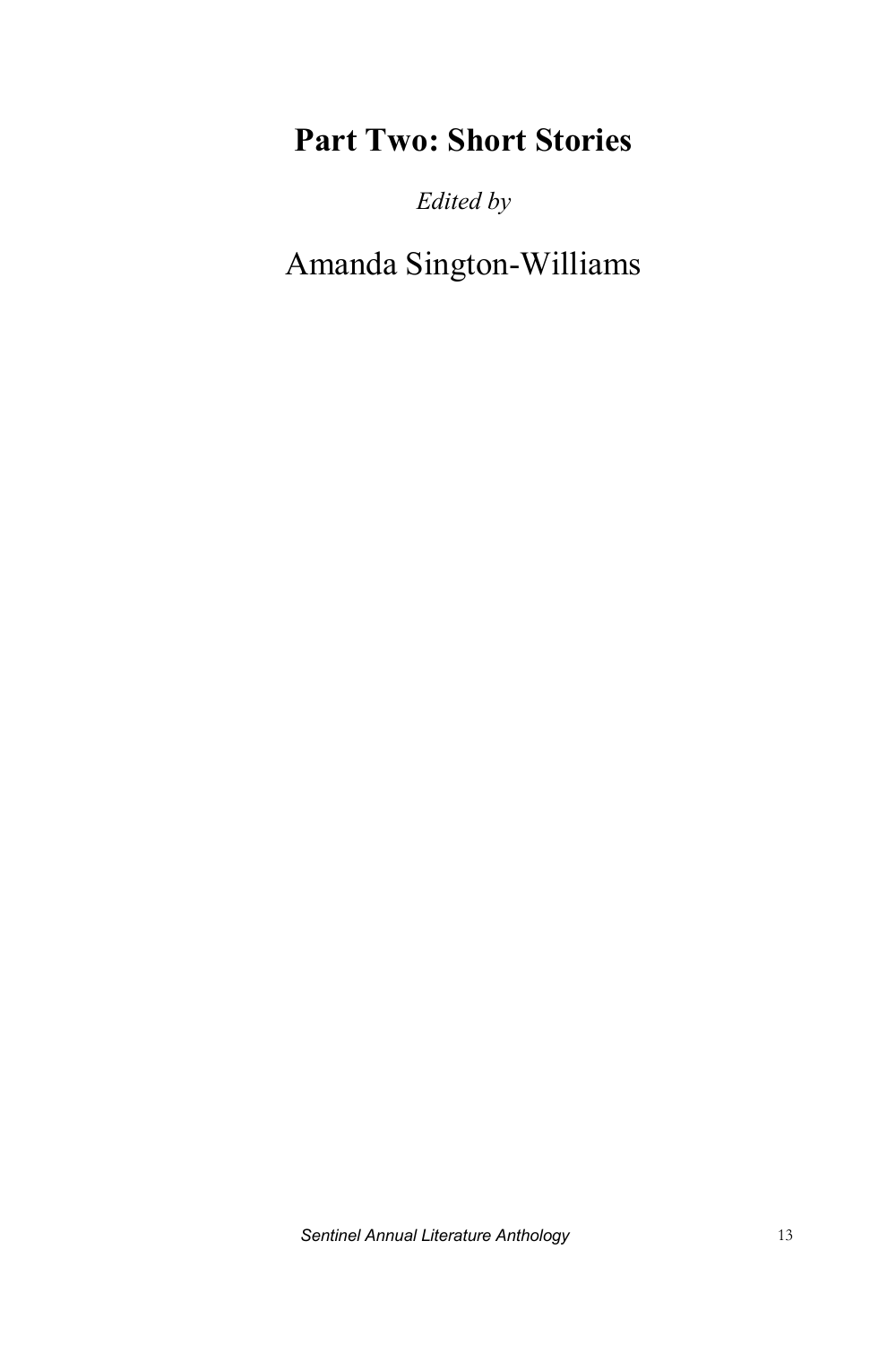# Part Two: Short Stories

*Edited by*

Amanda Sington-Williams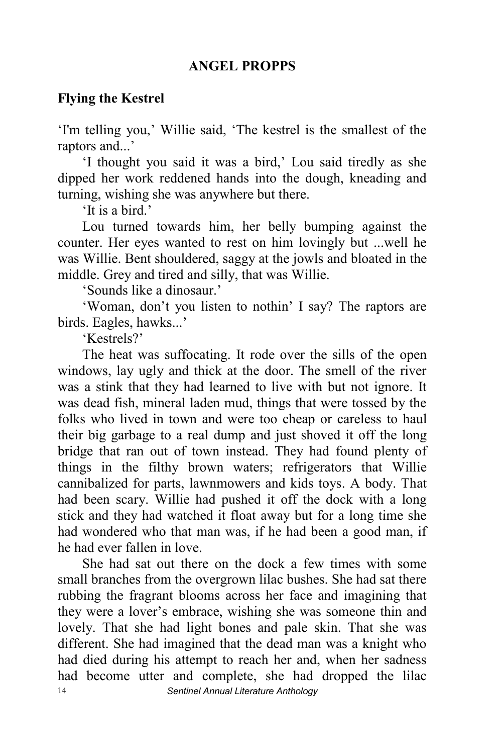## ANGEL PROPPS

### Flying the Kestrel

'I'm telling you,' Willie said, 'The kestrel is the smallest of the raptors and...'

'I thought you said it was a bird,' Lou said tiredly as she dipped her work reddened hands into the dough, kneading and turning, wishing she was anywhere but there.

'It is a bird.'

Lou turned towards him, her belly bumping against the counter. Her eyes wanted to rest on him lovingly but ...well he was Willie. Bent shouldered, saggy at the jowls and bloated in the middle. Grey and tired and silly, that was Willie.

'Sounds like a dinosaur.'

'Woman, don't you listen to nothin' I say? The raptors are birds. Eagles, hawks...'

'Kestrels?'

The heat was suffocating. It rode over the sills of the open windows, lay ugly and thick at the door. The smell of the river was a stink that they had learned to live with but not ignore. It was dead fish, mineral laden mud, things that were tossed by the folks who lived in town and were too cheap or careless to haul their big garbage to a real dump and just shoved it off the long bridge that ran out of town instead. They had found plenty of things in the filthy brown waters; refrigerators that Willie cannibalized for parts, lawnmowers and kids toys. A body. That had been scary. Willie had pushed it off the dock with a long stick and they had watched it float away but for a long time she had wondered who that man was, if he had been a good man, if he had ever fallen in love.

She had sat out there on the dock a few times with some small branches from the overgrown lilac bushes. She had sat there rubbing the fragrant blooms across her face and imagining that they were a lover's embrace, wishing she was someone thin and lovely. That she had light bones and pale skin. That she was different. She had imagined that the dead man was a knight who had died during his attempt to reach her and, when her sadness had become utter and complete, she had dropped the lilac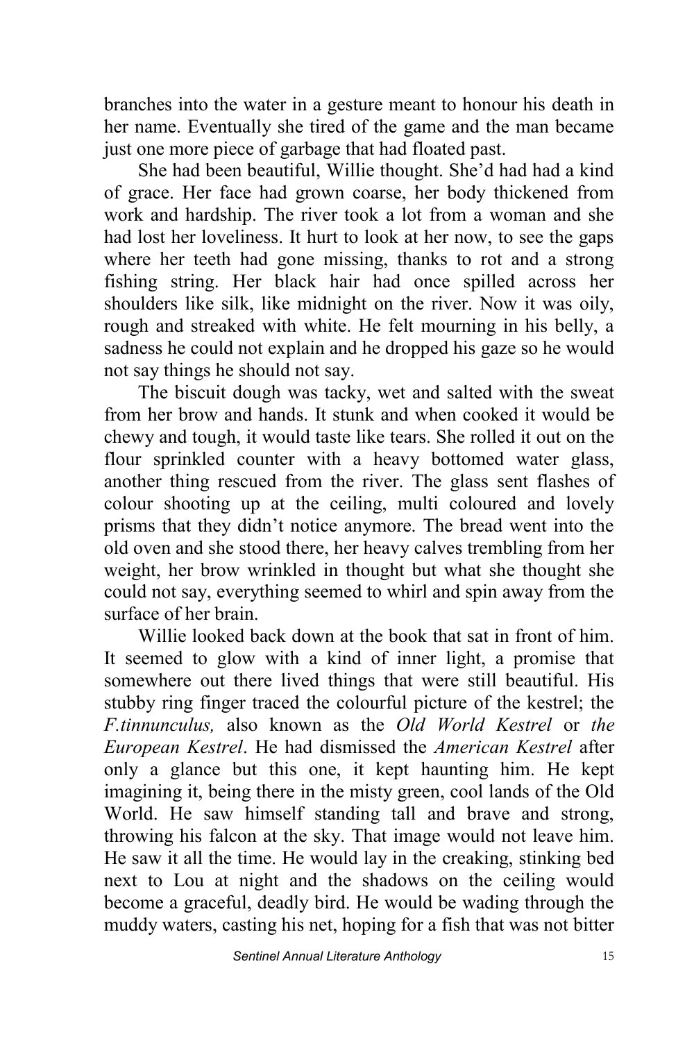branches into the water in a gesture meant to honour his death in her name. Eventually she tired of the game and the man became just one more piece of garbage that had floated past.

She had been beautiful, Willie thought. She'd had had a kind of grace. Her face had grown coarse, her body thickened from work and hardship. The river took a lot from a woman and she had lost her loveliness. It hurt to look at her now, to see the gaps where her teeth had gone missing, thanks to rot and a strong fishing string. Her black hair had once spilled across her shoulders like silk, like midnight on the river. Now it was oily, rough and streaked with white. He felt mourning in his belly, a sadness he could not explain and he dropped his gaze so he would not say things he should not say.

The biscuit dough was tacky, wet and salted with the sweat from her brow and hands. It stunk and when cooked it would be chewy and tough, it would taste like tears. She rolled it out on the flour sprinkled counter with a heavy bottomed water glass, another thing rescued from the river. The glass sent flashes of colour shooting up at the ceiling, multi coloured and lovely prisms that they didn't notice anymore. The bread went into the old oven and she stood there, her heavy calves trembling from her weight, her brow wrinkled in thought but what she thought she could not say, everything seemed to whirl and spin away from the surface of her brain.

Willie looked back down at the book that sat in front of him. It seemed to glow with a kind of inner light, a promise that somewhere out there lived things that were still beautiful. His stubby ring finger traced the colourful picture of the kestrel; the *F.tinnunculus,* also known as the *Old World Kestrel* or *the European Kestrel*. He had dismissed the *American Kestrel* after only a glance but this one, it kept haunting him. He kept imagining it, being there in the misty green, cool lands of the Old World. He saw himself standing tall and brave and strong, throwing his falcon at the sky. That image would not leave him. He saw it all the time. He would lay in the creaking, stinking bed next to Lou at night and the shadows on the ceiling would become a graceful, deadly bird. He would be wading through the muddy waters, casting his net, hoping for a fish that was not bitter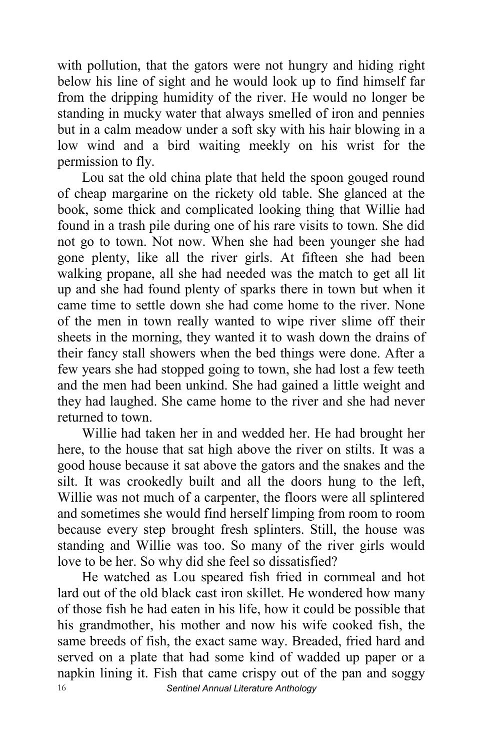with pollution, that the gators were not hungry and hiding right below his line of sight and he would look up to find himself far from the dripping humidity of the river. He would no longer be standing in mucky water that always smelled of iron and pennies but in a calm meadow under a soft sky with his hair blowing in a low wind and a bird waiting meekly on his wrist for the permission to fly.

Lou sat the old china plate that held the spoon gouged round of cheap margarine on the rickety old table. She glanced at the book, some thick and complicated looking thing that Willie had found in a trash pile during one of his rare visits to town. She did not go to town. Not now. When she had been younger she had gone plenty, like all the river girls. At fifteen she had been walking propane, all she had needed was the match to get all lit up and she had found plenty of sparks there in town but when it came time to settle down she had come home to the river. None of the men in town really wanted to wipe river slime off their sheets in the morning, they wanted it to wash down the drains of their fancy stall showers when the bed things were done. After a few years she had stopped going to town, she had lost a few teeth and the men had been unkind. She had gained a little weight and they had laughed. She came home to the river and she had never returned to town.

Willie had taken her in and wedded her. He had brought her here, to the house that sat high above the river on stilts. It was a good house because it sat above the gators and the snakes and the silt. It was crookedly built and all the doors hung to the left, Willie was not much of a carpenter, the floors were all splintered and sometimes she would find herself limping from room to room because every step brought fresh splinters. Still, the house was standing and Willie was too. So many of the river girls would love to be her. So why did she feel so dissatisfied?

He watched as Lou speared fish fried in cornmeal and hot lard out of the old black cast iron skillet. He wondered how many of those fish he had eaten in his life, how it could be possible that his grandmother, his mother and now his wife cooked fish, the same breeds of fish, the exact same way. Breaded, fried hard and served on a plate that had some kind of wadded up paper or a napkin lining it. Fish that came crispy out of the pan and soggy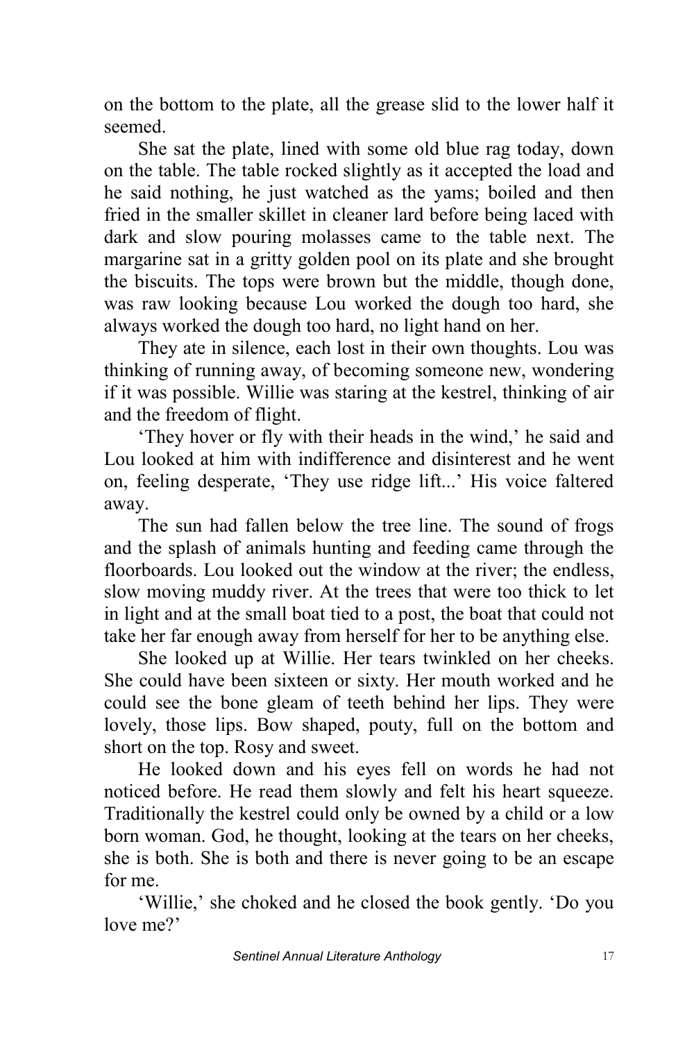on the bottom to the plate, all the grease slid to the lower half it seemed.

She sat the plate, lined with some old blue rag today, down on the table. The table rocked slightly as it accepted the load and he said nothing, he just watched as the yams; boiled and then fried in the smaller skillet in cleaner lard before being laced with dark and slow pouring molasses came to the table next. The margarine sat in a gritty golden pool on its plate and she brought the biscuits. The tops were brown but the middle, though done, was raw looking because Lou worked the dough too hard, she always worked the dough too hard, no light hand on her.

They ate in silence, each lost in their own thoughts. Lou was thinking of running away, of becoming someone new, wondering if it was possible. Willie was staring at the kestrel, thinking of air and the freedom of flight.

'They hover or fly with their heads in the wind,' he said and Lou looked at him with indifference and disinterest and he went on, feeling desperate, 'They use ridge lift...' His voice faltered away.

The sun had fallen below the tree line. The sound of frogs and the splash of animals hunting and feeding came through the floorboards. Lou looked out the window at the river; the endless, slow moving muddy river. At the trees that were too thick to let in light and at the small boat tied to a post, the boat that could not take her far enough away from herself for her to be anything else.

She looked up at Willie. Her tears twinkled on her cheeks. She could have been sixteen or sixty. Her mouth worked and he could see the bone gleam of teeth behind her lips. They were lovely, those lips. Bow shaped, pouty, full on the bottom and short on the top. Rosy and sweet.

He looked down and his eyes fell on words he had not noticed before. He read them slowly and felt his heart squeeze. Traditionally the kestrel could only be owned by a child or a low born woman. God, he thought, looking at the tears on her cheeks, she is both. She is both and there is never going to be an escape for me.

'Willie,' she choked and he closed the book gently. 'Do you love me?'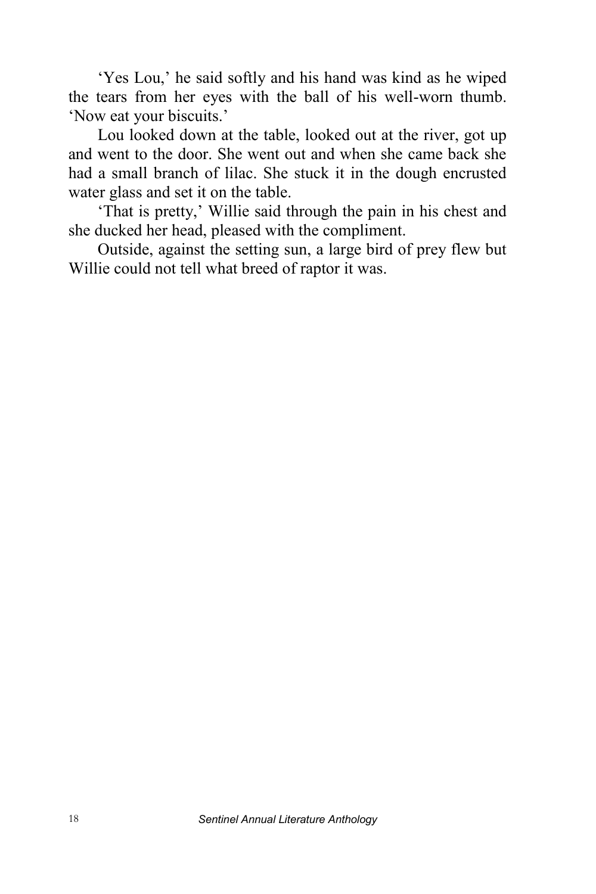'Yes Lou,' he said softly and his hand was kind as he wiped the tears from her eyes with the ball of his well-worn thumb. 'Now eat your biscuits.'

Lou looked down at the table, looked out at the river, got up and went to the door. She went out and when she came back she had a small branch of lilac. She stuck it in the dough encrusted water glass and set it on the table.

'That is pretty,' Willie said through the pain in his chest and she ducked her head, pleased with the compliment.

Outside, against the setting sun, a large bird of prey flew but Willie could not tell what breed of raptor it was.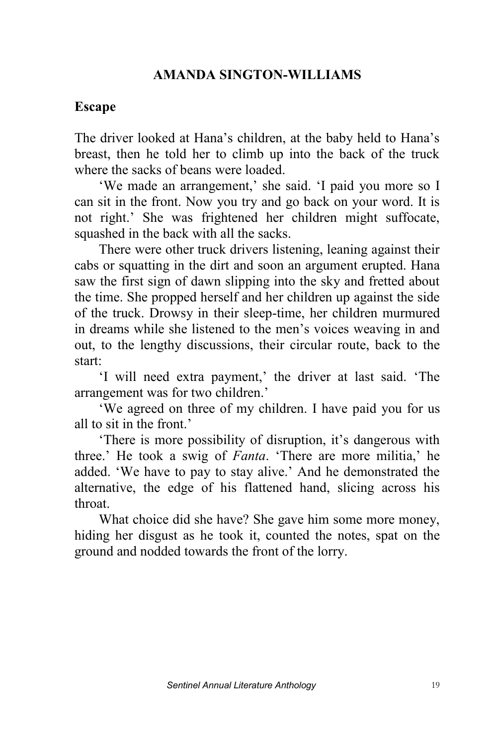## AMANDA SINGTON-WILLIAMS

### Escape

The driver looked at Hana's children, at the baby held to Hana's breast, then he told her to climb up into the back of the truck where the sacks of beans were loaded.

'We made an arrangement,' she said. 'I paid you more so I can sit in the front. Now you try and go back on your word. It is not right.' She was frightened her children might suffocate, squashed in the back with all the sacks.

There were other truck drivers listening, leaning against their cabs or squatting in the dirt and soon an argument erupted. Hana saw the first sign of dawn slipping into the sky and fretted about the time. She propped herself and her children up against the side of the truck. Drowsy in their sleep-time, her children murmured in dreams while she listened to the men's voices weaving in and out, to the lengthy discussions, their circular route, back to the start:

'I will need extra payment,' the driver at last said. 'The arrangement was for two children.'

'We agreed on three of my children. I have paid you for us all to sit in the front.'

'There is more possibility of disruption, it's dangerous with three.' He took a swig of *Fanta*. 'There are more militia,' he added. 'We have to pay to stay alive.' And he demonstrated the alternative, the edge of his flattened hand, slicing across his throat.

What choice did she have? She gave him some more money, hiding her disgust as he took it, counted the notes, spat on the ground and nodded towards the front of the lorry.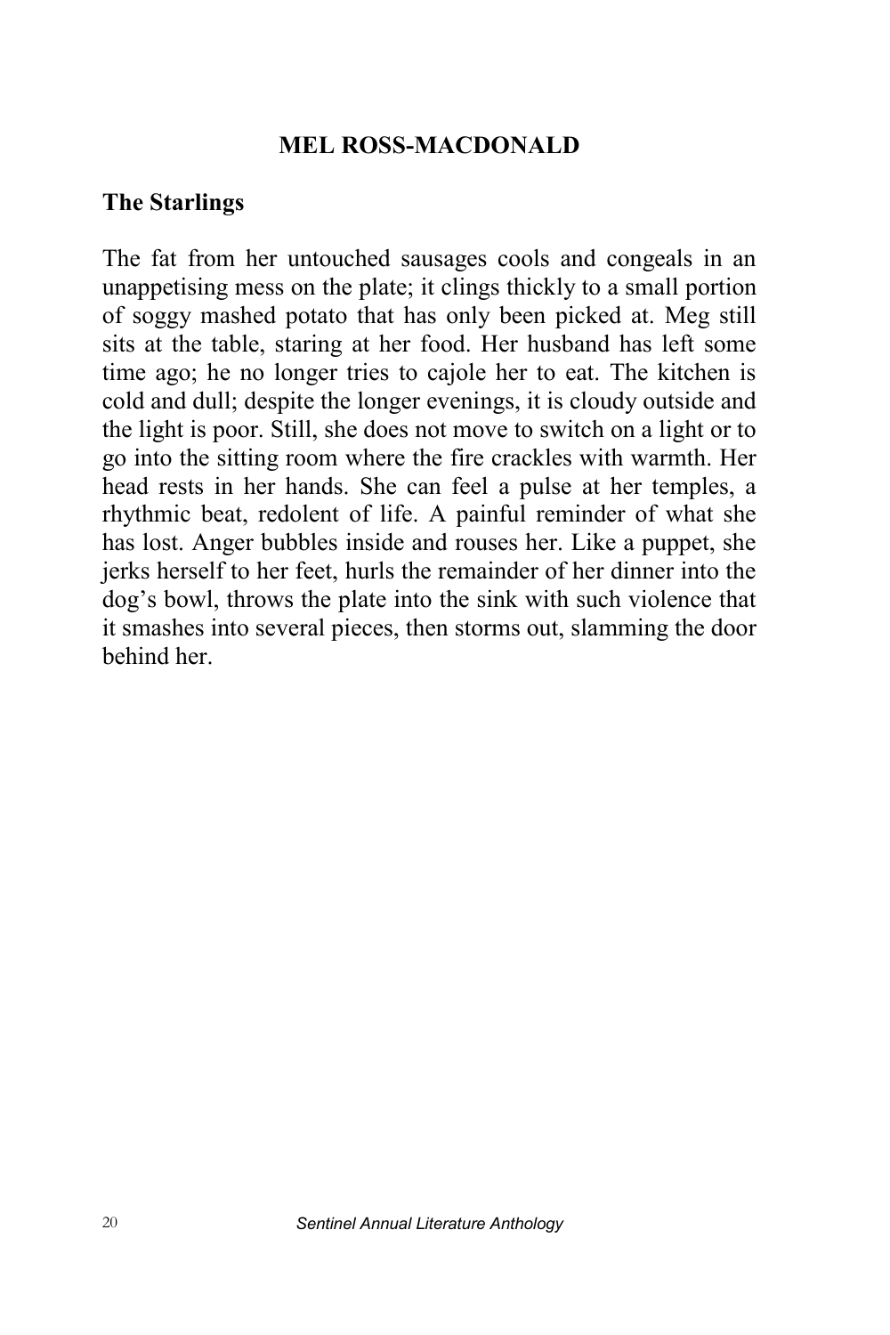## MEL ROSS-MACDONALD

### The Starlings

The fat from her untouched sausages cools and congeals in an unappetising mess on the plate; it clings thickly to a small portion of soggy mashed potato that has only been picked at. Meg still sits at the table, staring at her food. Her husband has left some time ago; he no longer tries to cajole her to eat. The kitchen is cold and dull; despite the longer evenings, it is cloudy outside and the light is poor. Still, she does not move to switch on a light or to go into the sitting room where the fire crackles with warmth. Her head rests in her hands. She can feel a pulse at her temples, a rhythmic beat, redolent of life. A painful reminder of what she has lost. Anger bubbles inside and rouses her. Like a puppet, she jerks herself to her feet, hurls the remainder of her dinner into the dog's bowl, throws the plate into the sink with such violence that it smashes into several pieces, then storms out, slamming the door behind her.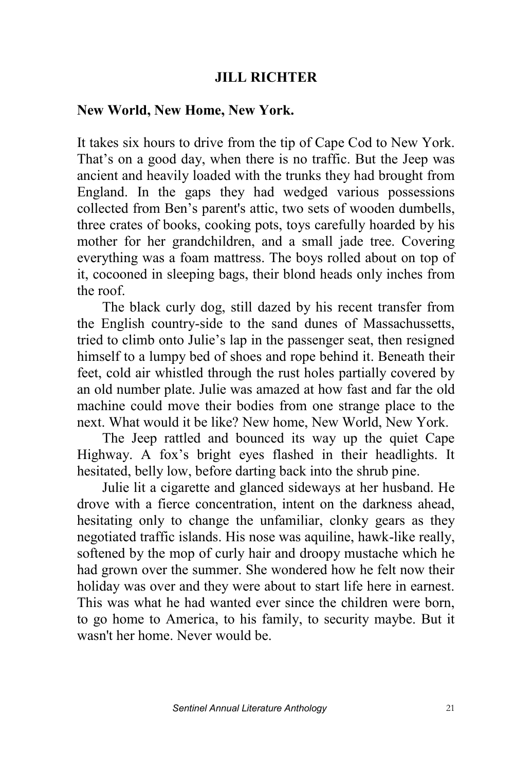**JILL RICHTER**

**New World, New Home, New York.**

It takes six hours to drive from the tip of Cape Cod to New York. That's on a good day, when there is no traffic. But the Jeep was ancient and heavily loaded with the trunks they had brought from England. In the gaps they had wedged various possessions collected from Ben's parent's attic, two sets of wooden dumbells, three crates of books, cooking pots, toys carefully hoarded by his mother for her grandchildren, and a small jade tree. Covering everything was a foam mattress. The boys rolled about on top of it, cocooned in sleeping bags, their blond heads only inches from the roof.

The black curly dog, still dazed by his recent transfer from the English country-side to the sand dunes of Massachussetts, tried to climb onto Julie's lap in the passenger seat, then resigned himself to a lumpy bed of shoes and rope behind it. Beneath their feet, cold air whistled through the rust holes partially covered by an old number plate. Julie was amazed at how fast and far the old machine could move their bodies from one strange place to the next. What would it be like? New home, New World, New York.

The Jeep rattled and bounced its way up the quiet Cape Highway. A fox's bright eyes flashed in their headlights. It hesitated, belly low, before darting back into the shrub pine.

Julie lit a cigarette and glanced sideways at her husband. He drove with a fierce concentration, intent on the darkness ahead, hesitating only to change the unfamiliar, clonky gears as they negotiated traffic islands. His nose was aquiline, hawk-like really, softened by the mop of curly hair and droopy mustache which he had grown over the summer. She wondered how he felt now their holiday was over and they were about to start life here in earnest. This was what he had wanted ever since the children were born, to go home to America, to his family, to security maybe. But it wasn't her home. Never would be.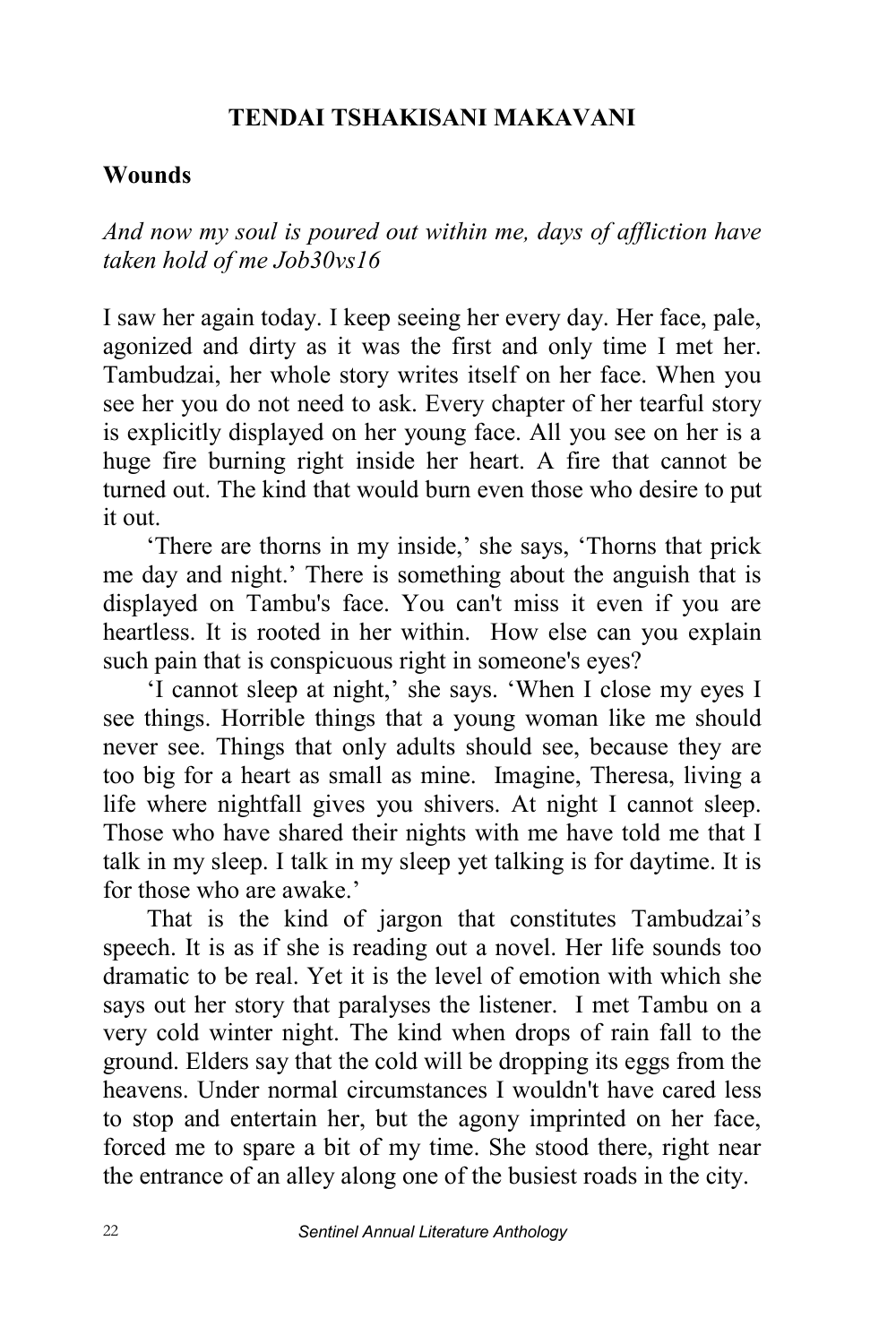## TENDAI TSHAKISANI MAKAVANI

### Wounds

*And now my soul is poured out within me, days of affliction have taken hold of me Job30vs16*

I saw her again today. I keep seeing her every day. Her face, pale, agonized and dirty as it was the first and only time I met her. Tambudzai, her whole story writes itself on her face. When you see her you do not need to ask. Every chapter of her tearful story is explicitly displayed on her young face. All you see on her is a huge fire burning right inside her heart. A fire that cannot be turned out. The kind that would burn even those who desire to put it out.

'There are thorns in my inside,' she says, 'Thorns that prick me day and night.' There is something about the anguish that is displayed on Tambu's face. You can't miss it even if you are heartless. It is rooted in her within. How else can you explain such pain that is conspicuous right in someone's eyes?

'I cannot sleep at night,' she says. 'When I close my eyes I see things. Horrible things that a young woman like me should never see. Things that only adults should see, because they are too big for a heart as small as mine. Imagine, Theresa, living a life where nightfall gives you shivers. At night I cannot sleep. Those who have shared their nights with me have told me that I talk in my sleep. I talk in my sleep yet talking is for daytime. It is for those who are awake.'

That is the kind of jargon that constitutes Tambudzai's speech. It is as if she is reading out a novel. Her life sounds too dramatic to be real. Yet it is the level of emotion with which she says out her story that paralyses the listener. I met Tambu on a very cold winter night. The kind when drops of rain fall to the ground. Elders say that the cold will be dropping its eggs from the heavens. Under normal circumstances I wouldn't have cared less to stop and entertain her, but the agony imprinted on her face, forced me to spare a bit of my time. She stood there, right near the entrance of an alley along one of the busiest roads in the city.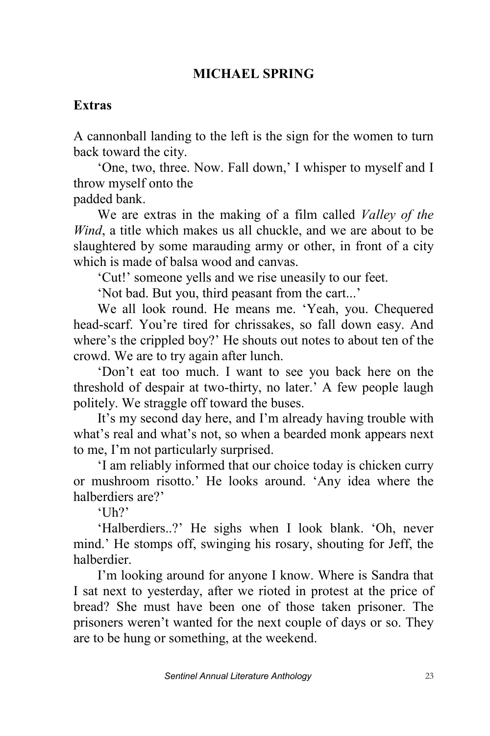## MICHAEL SPRING

### Extras

A cannonball landing to the left is the sign for the women to turn back toward the city.

'One, two, three. Now. Fall down,' I whisper to myself and I throw myself onto the
padded bank.

We are extras in the making of a film called *Valley of the Wind*, a title which makes us all chuckle, and we are about to be slaughtered by some marauding army or other, in front of a city which is made of balsa wood and canvas.

'Cut!' someone yells and we rise uneasily to our feet.

'Not bad. But you, third peasant from the cart...'

We all look round. He means me. 'Yeah, you. Chequered head-scarf. You're tired for chrissakes, so fall down easy. And where's the crippled boy?' He shouts out notes to about ten of the crowd. We are to try again after lunch.

'Don't eat too much. I want to see you back here on the threshold of despair at two-thirty, no later.' A few people laugh politely. We straggle off toward the buses.

It's my second day here, and I'm already having trouble with what's real and what's not, so when a bearded monk appears next to me, I'm not particularly surprised.

'I am reliably informed that our choice today is chicken curry or mushroom risotto.' He looks around. 'Any idea where the halberdiers are?'

'Uh?'

'Halberdiers..?' He sighs when I look blank. 'Oh, never mind.' He stomps off, swinging his rosary, shouting for Jeff, the halberdier.

I'm looking around for anyone I know. Where is Sandra that I sat next to yesterday, after we rioted in protest at the price of bread? She must have been one of those taken prisoner. The prisoners weren't wanted for the next couple of days or so. They are to be hung or something, at the weekend.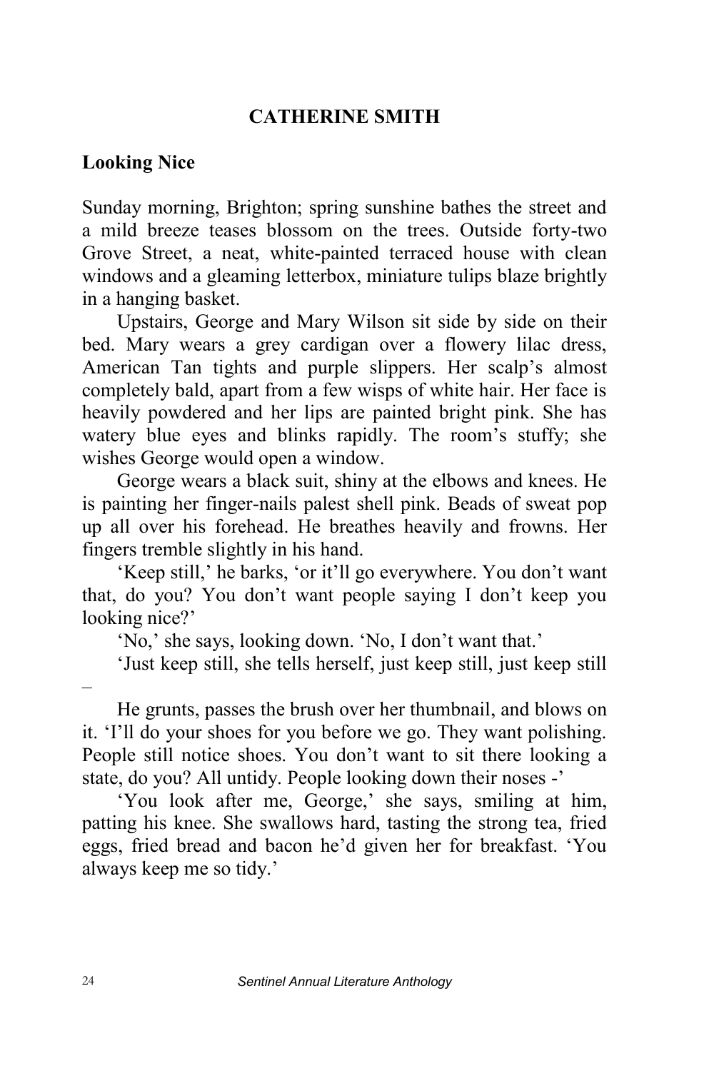**CATHERINE SMITH**

## Looking Nice

Sunday morning, Brighton; spring sunshine bathes the street and a mild breeze teases blossom on the trees. Outside forty-two Grove Street, a neat, white-painted terraced house with clean windows and a gleaming letterbox, miniature tulips blaze brightly in a hanging basket.

Upstairs, George and Mary Wilson sit side by side on their bed. Mary wears a grey cardigan over a flowery lilac dress, American Tan tights and purple slippers. Her scalp's almost completely bald, apart from a few wisps of white hair. Her face is heavily powdered and her lips are painted bright pink. She has watery blue eyes and blinks rapidly. The room's stuffy; she wishes George would open a window.

George wears a black suit, shiny at the elbows and knees. He is painting her finger-nails palest shell pink. Beads of sweat pop up all over his forehead. He breathes heavily and frowns. Her fingers tremble slightly in his hand.

'Keep still,' he barks, 'or it'll go everywhere. You don't want that, do you? You don't want people saying I don't keep you looking nice?'

'No,' she says, looking down. 'No, I don't want that.'

'Just keep still, she tells herself, just keep still, just keep still –

He grunts, passes the brush over her thumbnail, and blows on it. 'I'll do your shoes for you before we go. They want polishing. People still notice shoes. You don't want to sit there looking a state, do you? All untidy. People looking down their noses -'

'You look after me, George,' she says, smiling at him, patting his knee. She swallows hard, tasting the strong tea, fried eggs, fried bread and bacon he'd given her for breakfast. 'You always keep me so tidy.'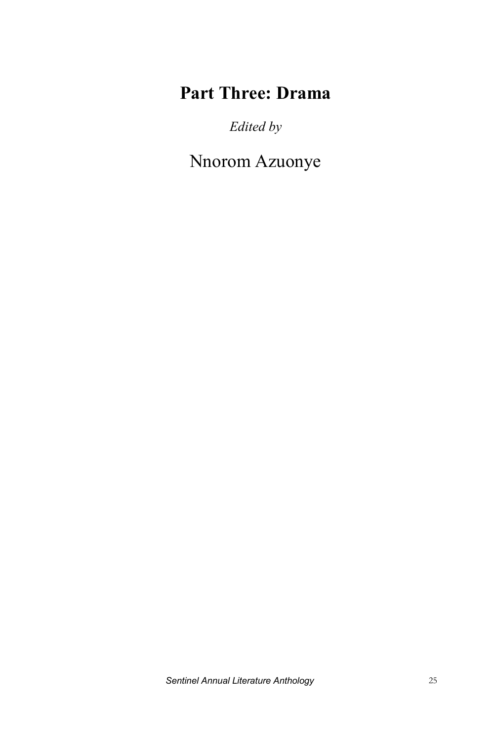# Part Three: Drama

*Edited by*

Nnorom Azuonye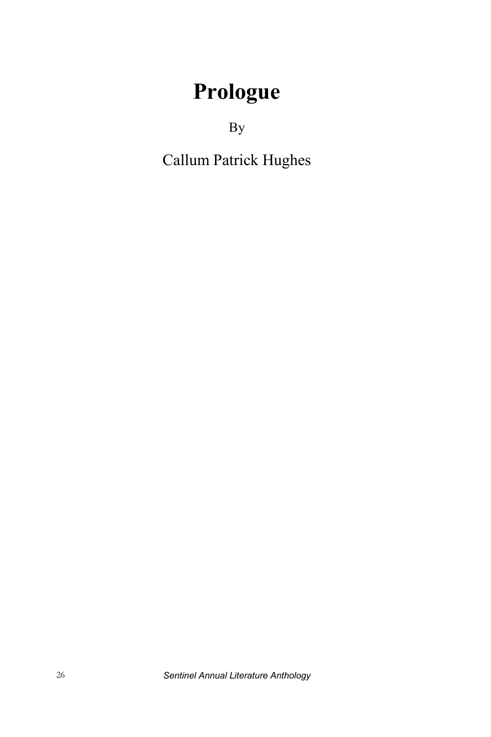# Prologue

By

Callum Patrick Hughes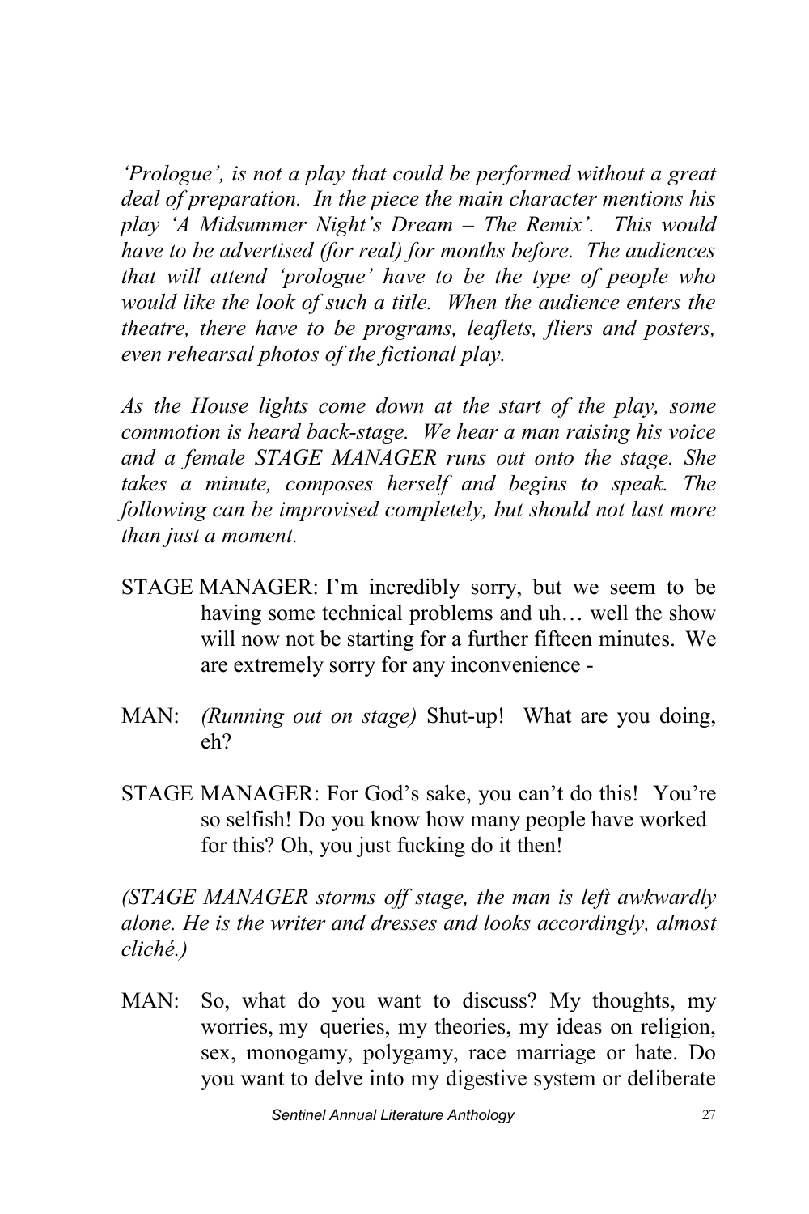*'Prologue', is not a play that could be performed without a great deal of preparation. In the piece the main character mentions his play 'A Midsummer Night's Dream – The Remix'. This would have to be advertised (for real) for months before. The audiences that will attend 'prologue' have to be the type of people who would like the look of such a title. When the audience enters the theatre, there have to be programs, leaflets, fliers and posters, even rehearsal photos of the fictional play.*

*As the House lights come down at the start of the play, some commotion is heard back-stage. We hear a man raising his voice and a female STAGE MANAGER runs out onto the stage. She takes a minute, composes herself and begins to speak. The following can be improvised completely, but should not last more than just a moment.*

STAGE MANAGER: I'm incredibly sorry, but we seem to be having some technical problems and uh… well the show will now not be starting for a further fifteen minutes. We are extremely sorry for any inconvenience -

MAN: *(Running out on stage)* Shut-up! What are you doing, eh?

STAGE MANAGER: For God's sake, you can't do this! You're so selfish! Do you know how many people have worked for this? Oh, you just fucking do it then!

*(STAGE MANAGER storms off stage, the man is left awkwardly alone. He is the writer and dresses and looks accordingly, almost cliché.)*

MAN: So, what do you want to discuss? My thoughts, my worries, my queries, my theories, my ideas on religion, sex, monogamy, polygamy, race marriage or hate. Do you want to delve into my digestive system or deliberate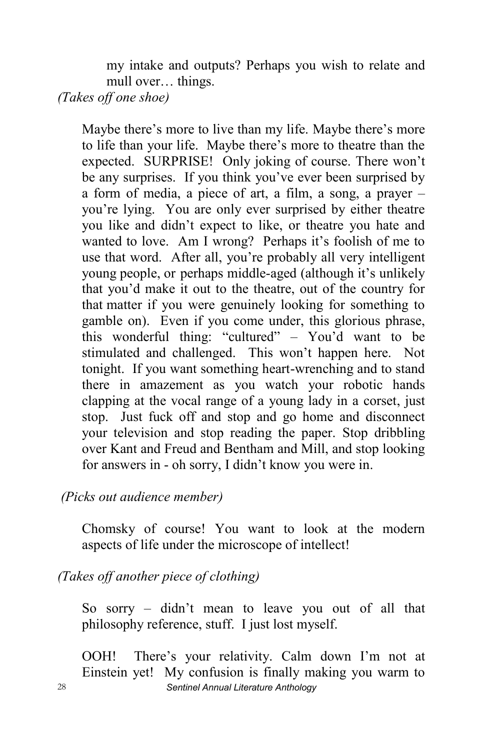my intake and outputs? Perhaps you wish to relate and mull over… things.

*(Takes off one shoe)*

Maybe there's more to live than my life. Maybe there's more to life than your life. Maybe there's more to theatre than the expected. SURPRISE! Only joking of course. There won't be any surprises. If you think you've ever been surprised by a form of media, a piece of art, a film, a song, a prayer – you're lying. You are only ever surprised by either theatre you like and didn't expect to like, or theatre you hate and wanted to love. Am I wrong? Perhaps it's foolish of me to use that word. After all, you're probably all very intelligent young people, or perhaps middle-aged (although it's unlikely that you'd make it out to the theatre, out of the country for that matter if you were genuinely looking for something to gamble on). Even if you come under, this glorious phrase, this wonderful thing: "cultured" – You'd want to be stimulated and challenged. This won't happen here. Not tonight. If you want something heart-wrenching and to stand there in amazement as you watch your robotic hands clapping at the vocal range of a young lady in a corset, just stop. Just fuck off and stop and go home and disconnect your television and stop reading the paper. Stop dribbling over Kant and Freud and Bentham and Mill, and stop looking for answers in - oh sorry, I didn't know you were in.

*(Picks out audience member)*

Chomsky of course! You want to look at the modern aspects of life under the microscope of intellect!

*(Takes off another piece of clothing)*

So sorry – didn't mean to leave you out of all that philosophy reference, stuff. I just lost myself.

OOH! There's your relativity. Calm down I'm not at Einstein yet! My confusion is finally making you warm to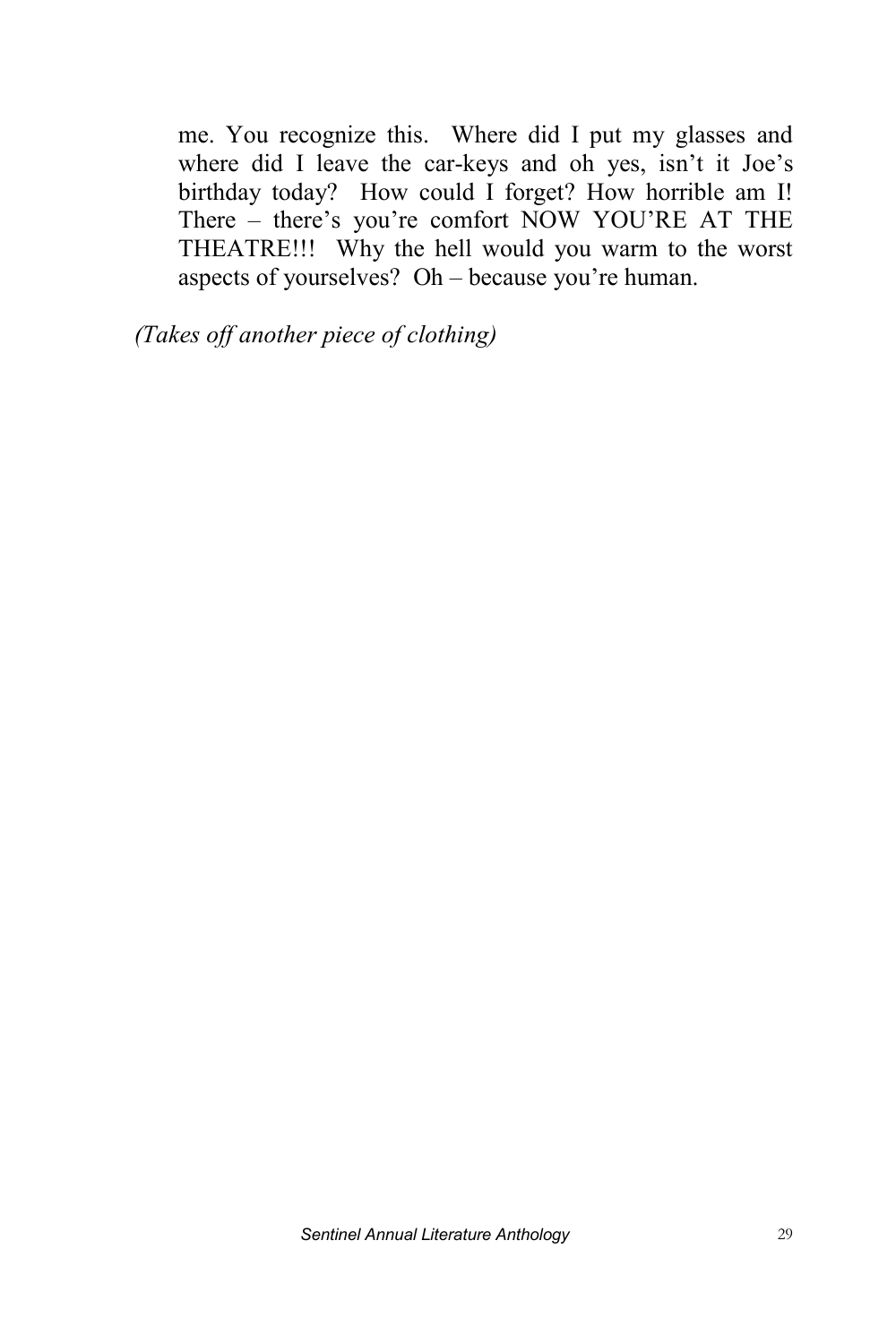me. You recognize this. Where did I put my glasses and where did I leave the car-keys and oh yes, isn't it Joe's birthday today? How could I forget? How horrible am I! There – there's you're comfort NOW YOU'RE AT THE THEATRE!!! Why the hell would you warm to the worst aspects of yourselves? Oh – because you're human.

*(Takes off another piece of clothing)*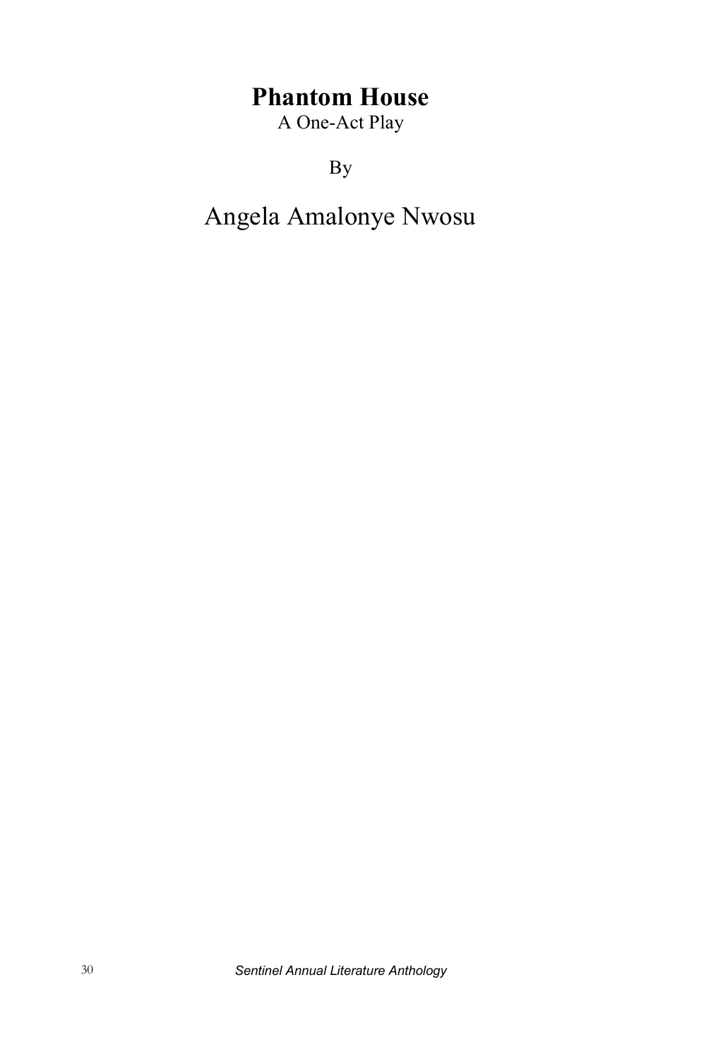# Phantom House

A One-Act Play

By

Angela Amalonye Nwosu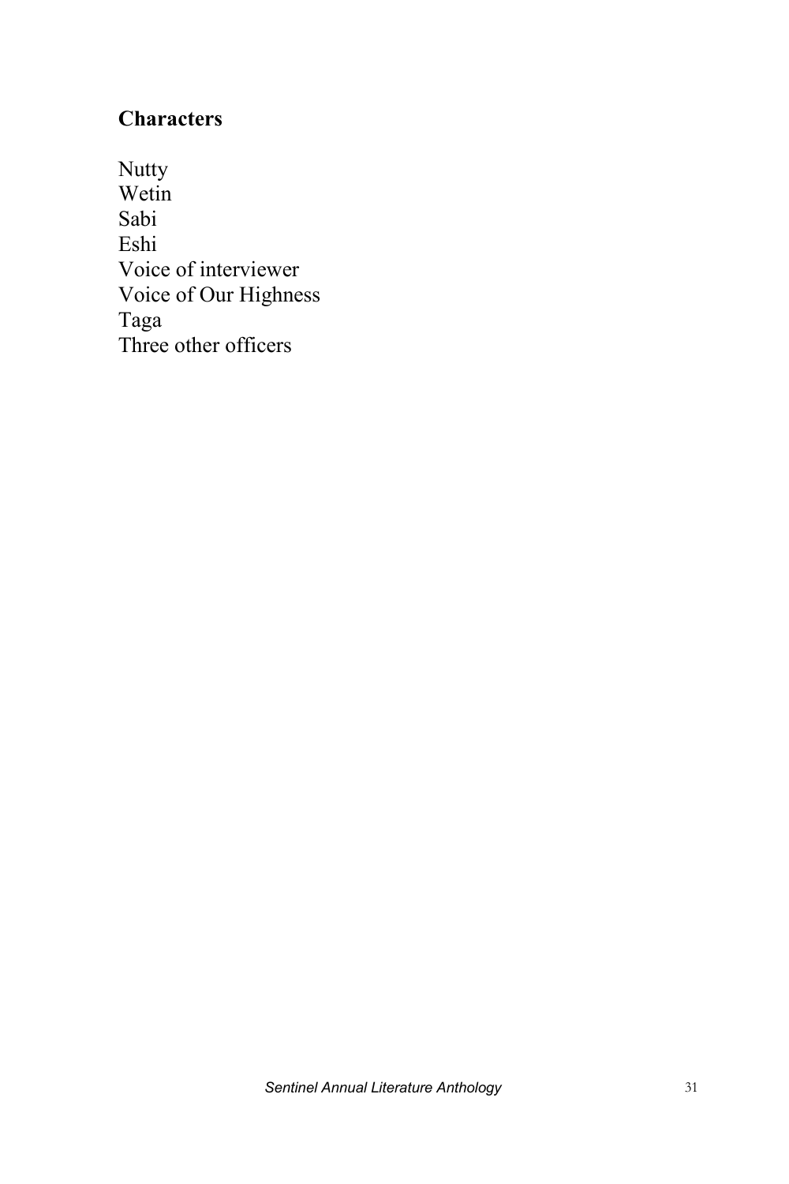**Characters**

Nutty
Wetin
Sabi
Eshi
Voice of interviewer
Voice of Our Highness
Taga
Three other officers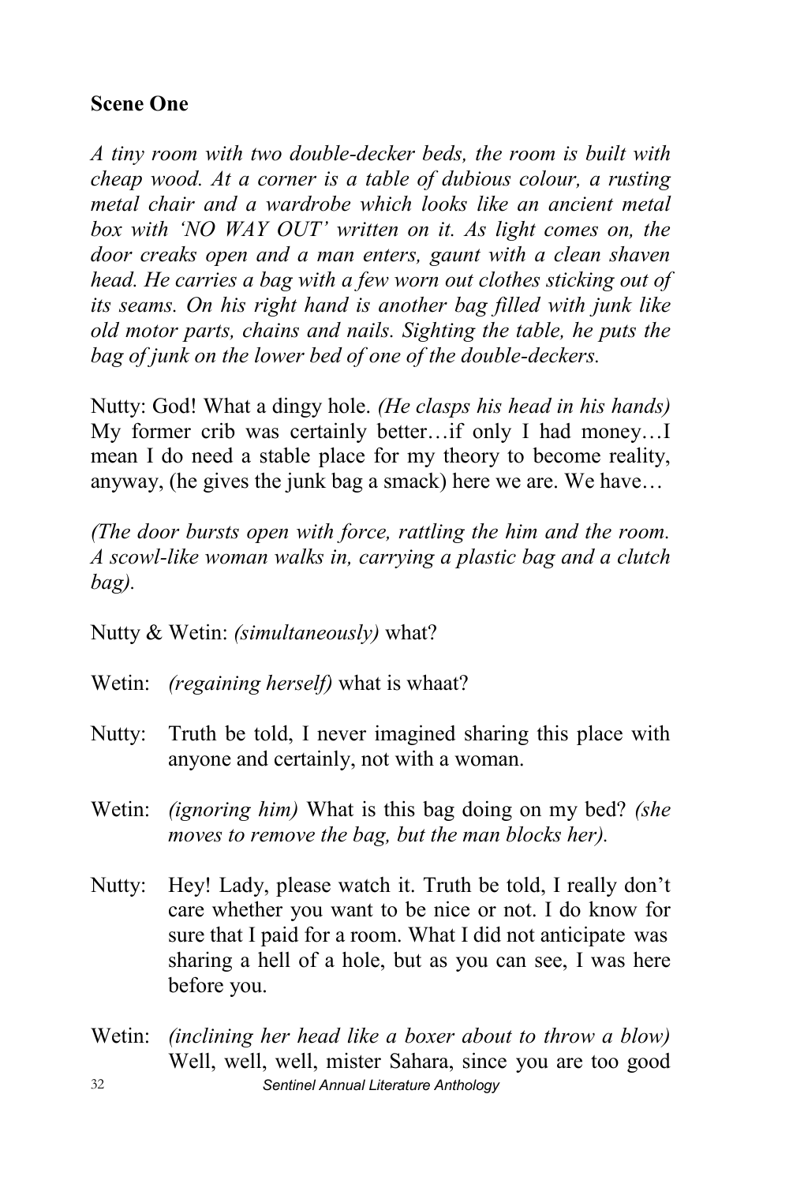## Scene One

*A tiny room with two double-decker beds, the room is built with cheap wood. At a corner is a table of dubious colour, a rusting metal chair and a wardrobe which looks like an ancient metal box with 'NO WAY OUT' written on it. As light comes on, the door creaks open and a man enters, gaunt with a clean shaven head. He carries a bag with a few worn out clothes sticking out of its seams. On his right hand is another bag filled with junk like old motor parts, chains and nails. Sighting the table, he puts the bag of junk on the lower bed of one of the double-deckers.*

Nutty: God! What a dingy hole. *(He clasps his head in his hands)* My former crib was certainly better…if only I had money…I mean I do need a stable place for my theory to become reality, anyway, (he gives the junk bag a smack) here we are. We have…

*(The door bursts open with force, rattling the him and the room. A scowl-like woman walks in, carrying a plastic bag and a clutch bag).*

Nutty & Wetin: *(simultaneously)* what?

Wetin: *(regaining herself)* what is whaat?

Nutty: Truth be told, I never imagined sharing this place with anyone and certainly, not with a woman.

Wetin: *(ignoring him)* What is this bag doing on my bed? *(she moves to remove the bag, but the man blocks her).*

Nutty: Hey! Lady, please watch it. Truth be told, I really don't care whether you want to be nice or not. I do know for sure that I paid for a room. What I did not anticipate was sharing a hell of a hole, but as you can see, I was here before you.

Wetin: *(inclining her head like a boxer about to throw a blow)* Well, well, well, mister Sahara, since you are too good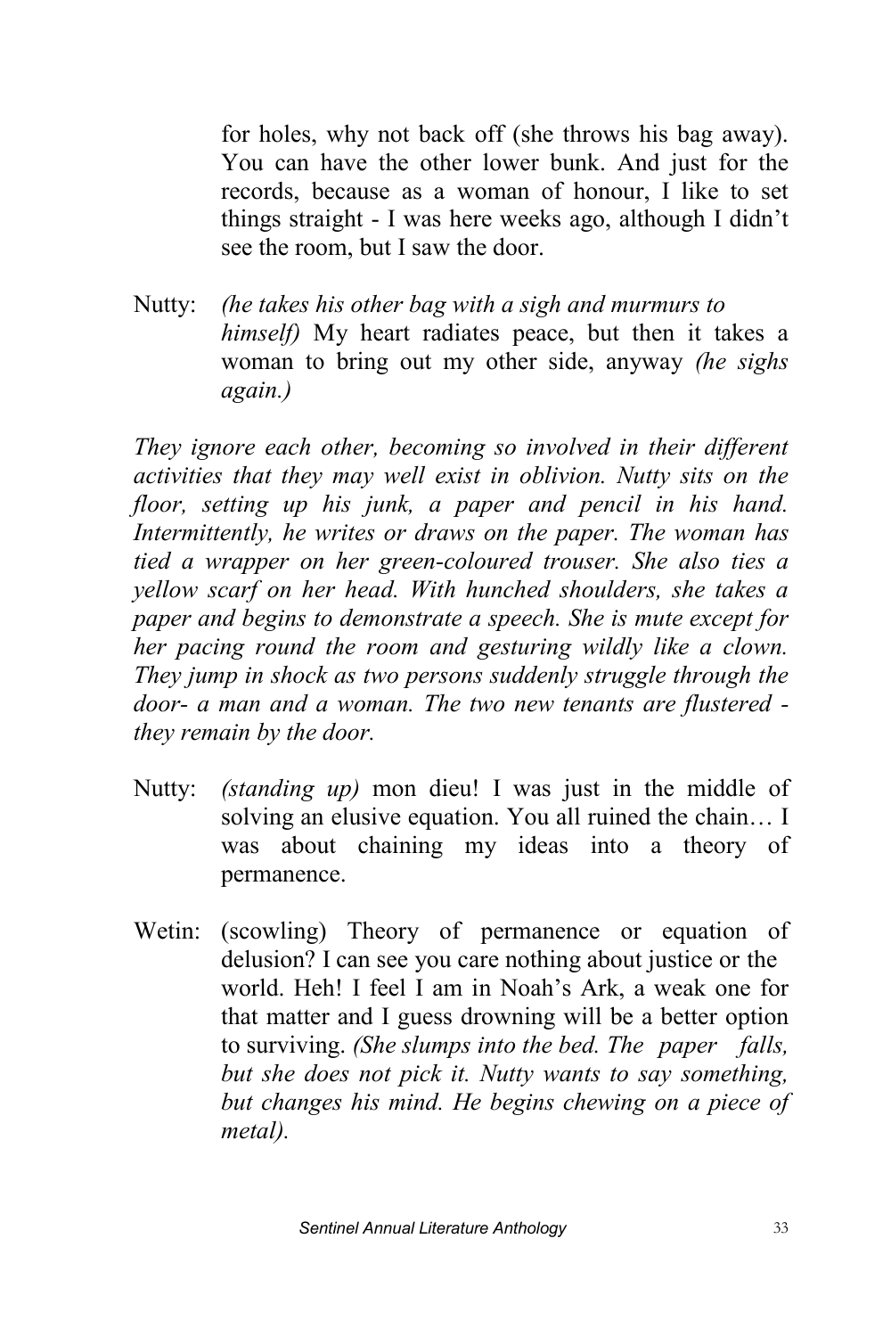for holes, why not back off (she throws his bag away). You can have the other lower bunk. And just for the records, because as a woman of honour, I like to set things straight - I was here weeks ago, although I didn't see the room, but I saw the door.

Nutty: *(he takes his other bag with a sigh and murmurs to himself)* My heart radiates peace, but then it takes a woman to bring out my other side, anyway *(he sighs again.)*

*They ignore each other, becoming so involved in their different activities that they may well exist in oblivion. Nutty sits on the floor, setting up his junk, a paper and pencil in his hand. Intermittently, he writes or draws on the paper. The woman has tied a wrapper on her green-coloured trouser. She also ties a yellow scarf on her head. With hunched shoulders, she takes a paper and begins to demonstrate a speech. She is mute except for her pacing round the room and gesturing wildly like a clown. They jump in shock as two persons suddenly struggle through the door- a man and a woman. The two new tenants are flustered - they remain by the door.*

Nutty: *(standing up)* mon dieu! I was just in the middle of solving an elusive equation. You all ruined the chain… I was about chaining my ideas into a theory of permanence.

Wetin: (scowling) Theory of permanence or equation of delusion? I can see you care nothing about justice or the world. Heh! I feel I am in Noah's Ark, a weak one for that matter and I guess drowning will be a better option to surviving. *(She slumps into the bed. The paper falls, but she does not pick it. Nutty wants to say something, but changes his mind. He begins chewing on a piece of metal).*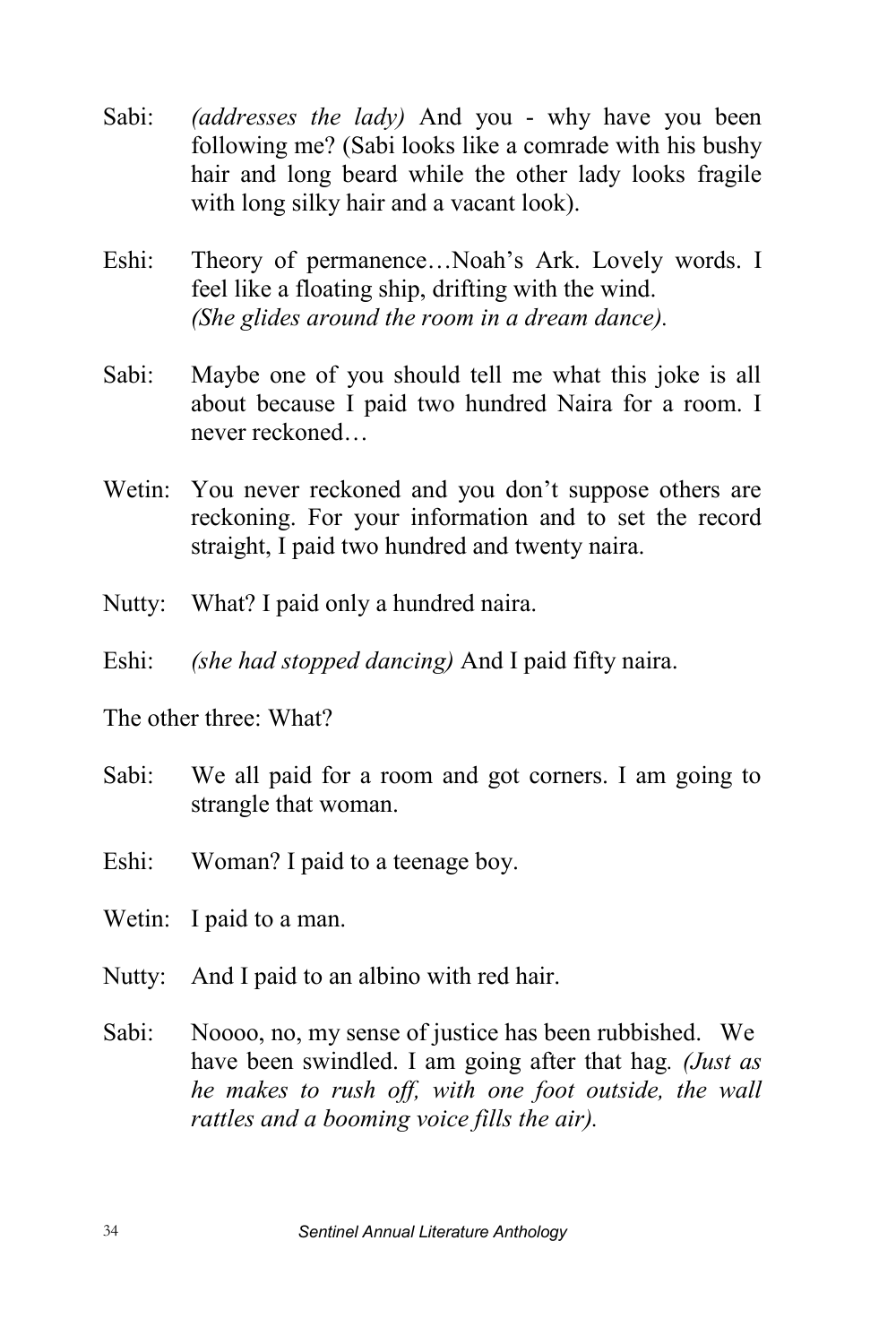Sabi: *(addresses the lady)* And you - why have you been following me? (Sabi looks like a comrade with his bushy hair and long beard while the other lady looks fragile with long silky hair and a vacant look).

Eshi: Theory of permanence…Noah's Ark. Lovely words. I feel like a floating ship, drifting with the wind. *(She glides around the room in a dream dance).*

Sabi: Maybe one of you should tell me what this joke is all about because I paid two hundred Naira for a room. I never reckoned…

Wetin: You never reckoned and you don't suppose others are reckoning. For your information and to set the record straight, I paid two hundred and twenty naira.

Nutty: What? I paid only a hundred naira.

Eshi: *(she had stopped dancing)* And I paid fifty naira.

The other three: What?

Sabi: We all paid for a room and got corners. I am going to strangle that woman.

Eshi: Woman? I paid to a teenage boy.

Wetin: I paid to a man.

Nutty: And I paid to an albino with red hair.

Sabi: Noooo, no, my sense of justice has been rubbished. We have been swindled. I am going after that hag. *(Just as he makes to rush off, with one foot outside, the wall rattles and a booming voice fills the air).*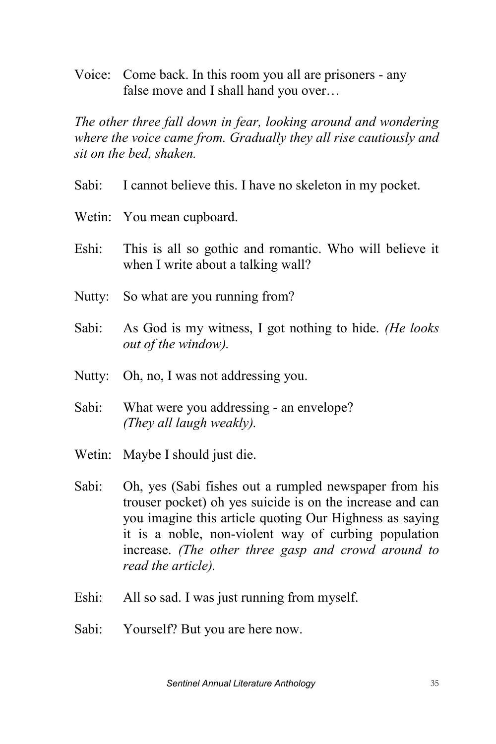Voice: Come back. In this room you all are prisoners - any false move and I shall hand you over…

*The other three fall down in fear, looking around and wondering where the voice came from. Gradually they all rise cautiously and sit on the bed, shaken.*

Sabi: I cannot believe this. I have no skeleton in my pocket.

Wetin: You mean cupboard.

Eshi: This is all so gothic and romantic. Who will believe it when I write about a talking wall?

Nutty: So what are you running from?

Sabi: As God is my witness, I got nothing to hide. *(He looks out of the window).*

Nutty: Oh, no, I was not addressing you.

Sabi: What were you addressing - an envelope? *(They all laugh weakly).*

Wetin: Maybe I should just die.

Sabi: Oh, yes (Sabi fishes out a rumpled newspaper from his trouser pocket) oh yes suicide is on the increase and can you imagine this article quoting Our Highness as saying it is a noble, non-violent way of curbing population increase. *(The other three gasp and crowd around to read the article).*

Eshi: All so sad. I was just running from myself.

Sabi: Yourself? But you are here now.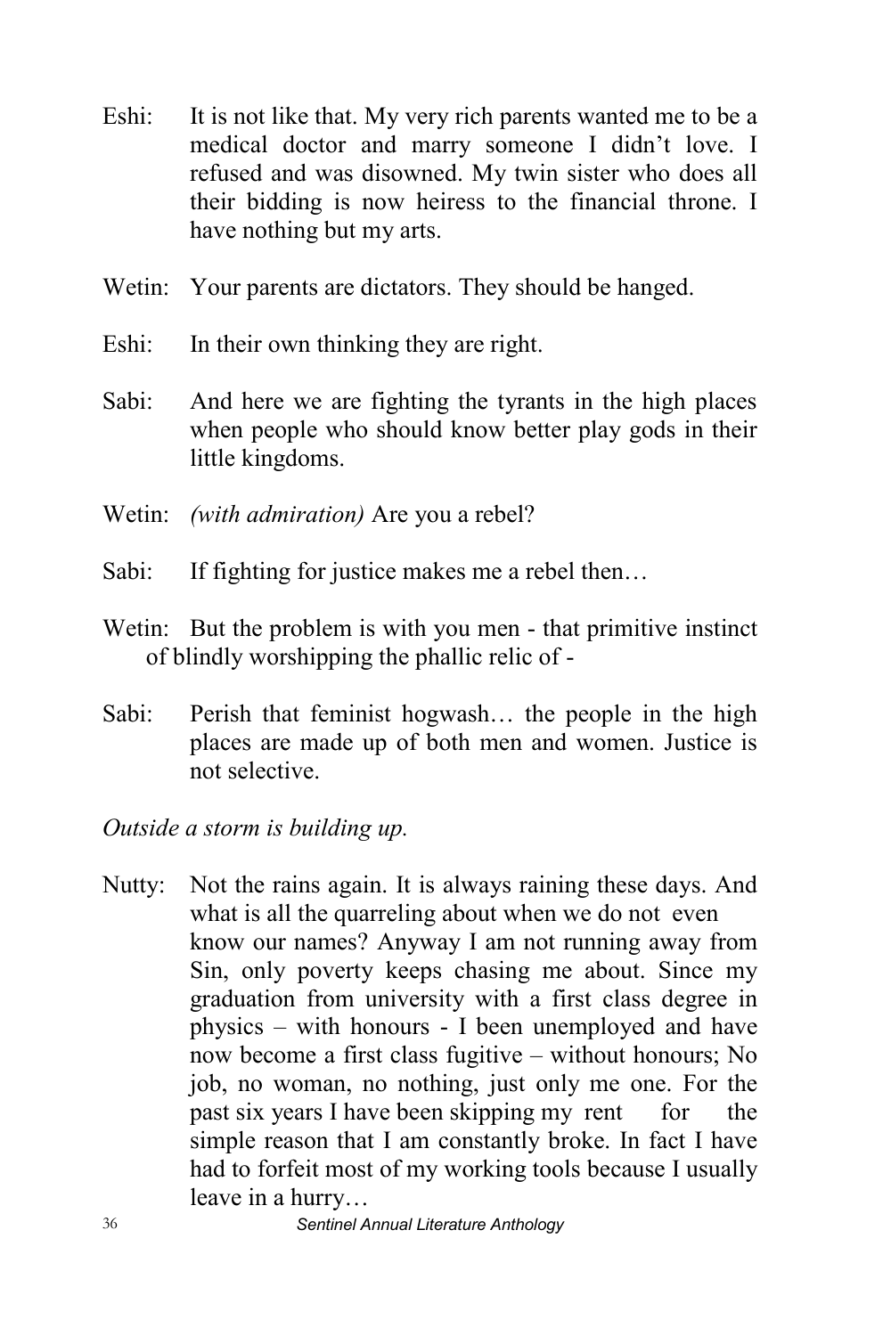Eshi: It is not like that. My very rich parents wanted me to be a medical doctor and marry someone I didn't love. I refused and was disowned. My twin sister who does all their bidding is now heiress to the financial throne. I have nothing but my arts.

Wetin: Your parents are dictators. They should be hanged.

Eshi: In their own thinking they are right.

Sabi: And here we are fighting the tyrants in the high places when people who should know better play gods in their little kingdoms.

Wetin: *(with admiration)* Are you a rebel?

Sabi: If fighting for justice makes me a rebel then…

Wetin: But the problem is with you men - that primitive instinct of blindly worshipping the phallic relic of -

Sabi: Perish that feminist hogwash… the people in the high places are made up of both men and women. Justice is not selective.

*Outside a storm is building up.*

Nutty: Not the rains again. It is always raining these days. And what is all the quarreling about when we do not even know our names? Anyway I am not running away from Sin, only poverty keeps chasing me about. Since my graduation from university with a first class degree in physics – with honours - I been unemployed and have now become a first class fugitive – without honours; No job, no woman, no nothing, just only me one. For the past six years I have been skipping my rent for the simple reason that I am constantly broke. In fact I have had to forfeit most of my working tools because I usually leave in a hurry…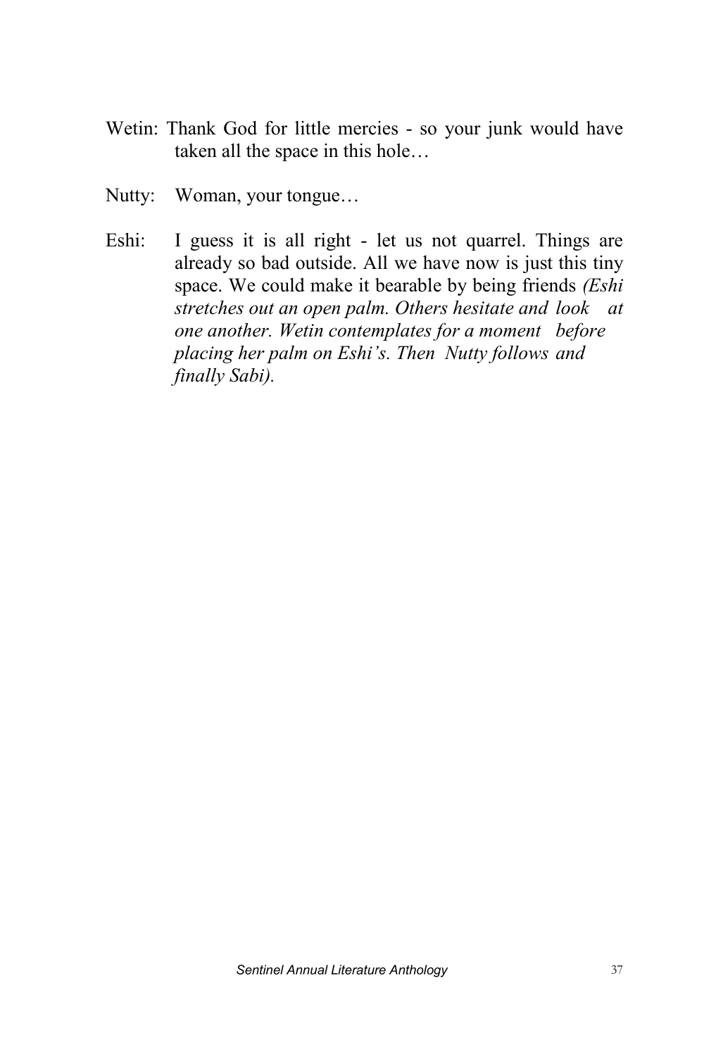Wetin: Thank God for little mercies - so your junk would have taken all the space in this hole…

Nutty: Woman, your tongue…

Eshi: I guess it is all right - let us not quarrel. Things are already so bad outside. All we have now is just this tiny space. We could make it bearable by being friends *(Eshi stretches out an open palm. Others hesitate and look at one another. Wetin contemplates for a moment before placing her palm on Eshi's. Then Nutty follows and finally Sabi).*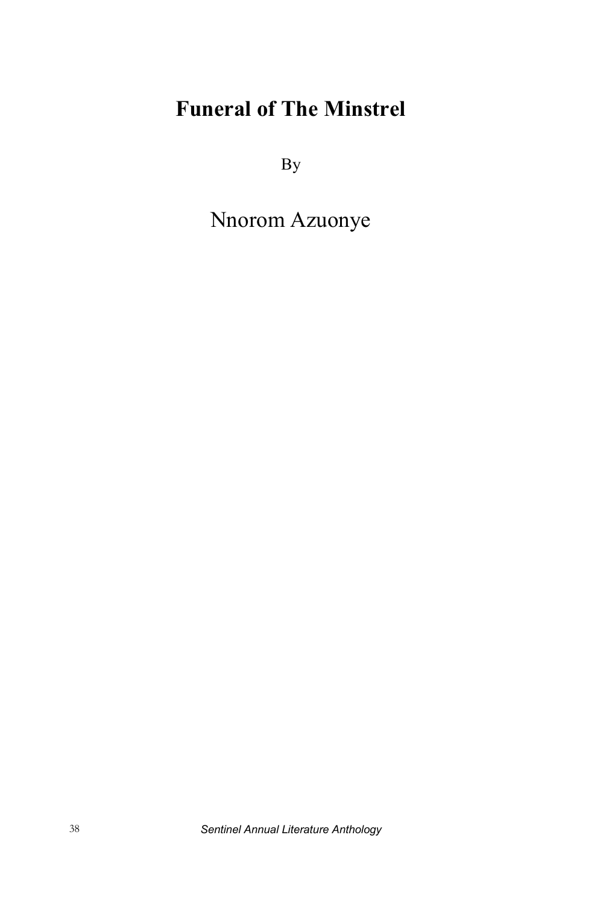# Funeral of The Minstrel

By

Nnorom Azuonye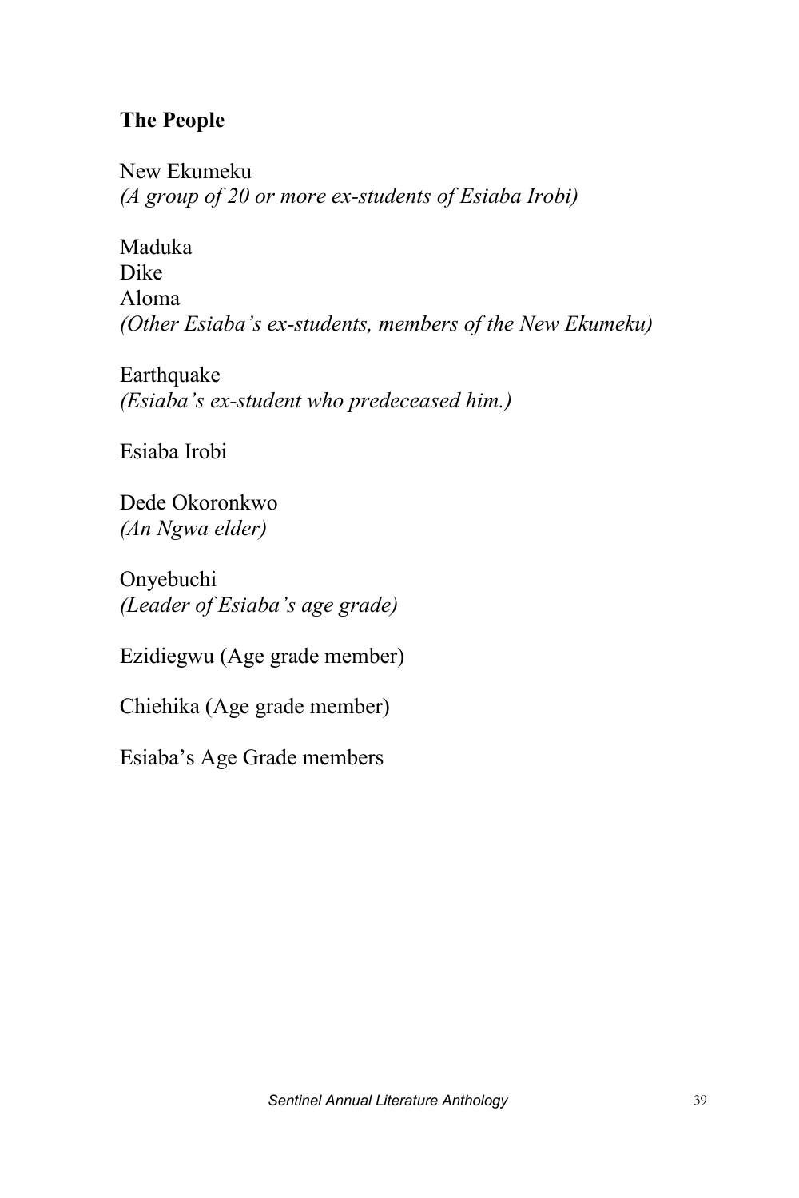## The People

New Ekumeku
*(A group of 20 or more ex-students of Esiaba Irobi)*

Maduka
Dike
Aloma
*(Other Esiaba's ex-students, members of the New Ekumeku)*

Earthquake
*(Esiaba's ex-student who predeceased him.)*

Esiaba Irobi

Dede Okoronkwo
*(An Ngwa elder)*

Onyebuchi
*(Leader of Esiaba's age grade)*

Ezidiegwu (Age grade member)

Chiehika (Age grade member)

Esiaba's Age Grade members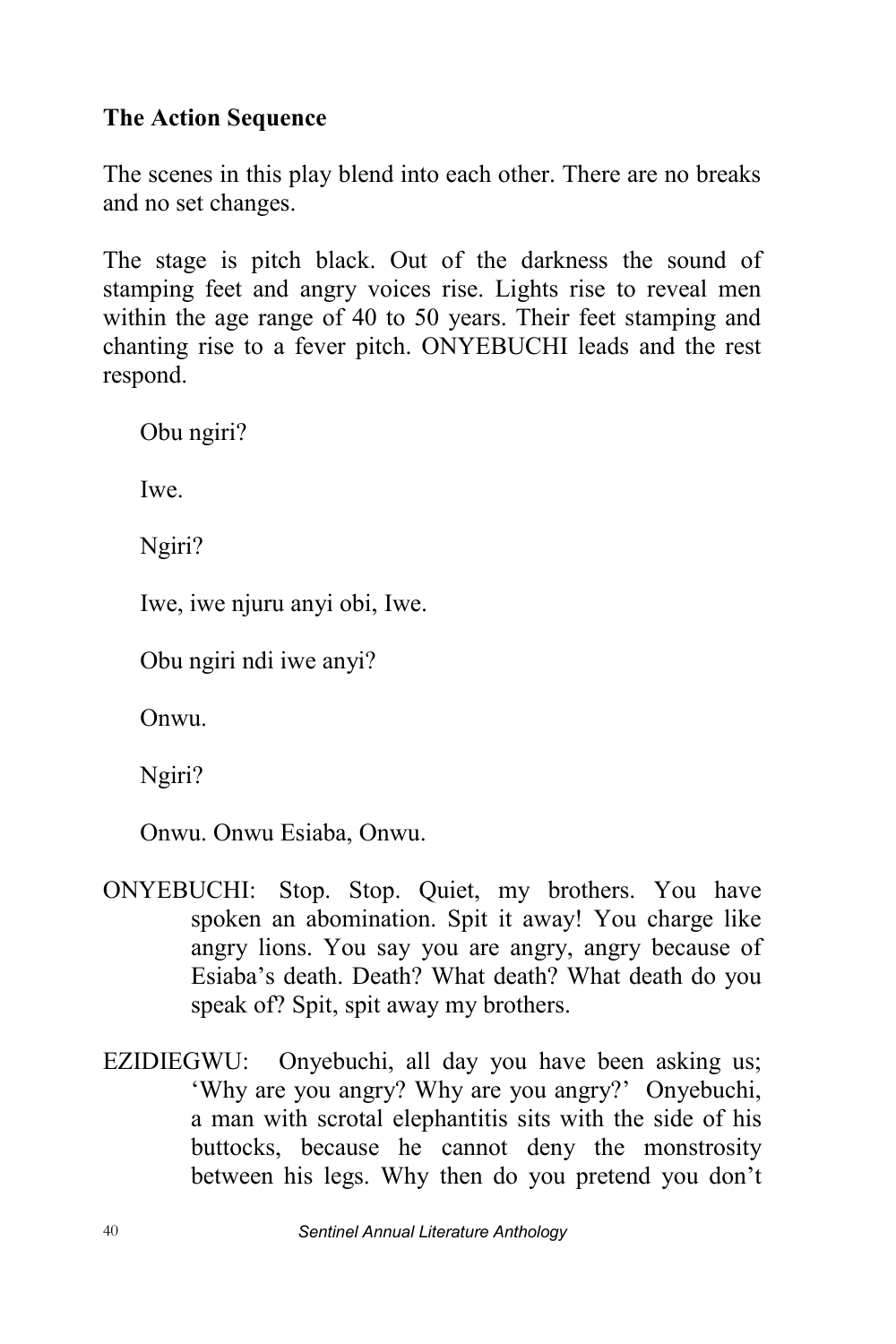**The Action Sequence**

The scenes in this play blend into each other. There are no breaks and no set changes.

The stage is pitch black. Out of the darkness the sound of stamping feet and angry voices rise. Lights rise to reveal men within the age range of 40 to 50 years. Their feet stamping and chanting rise to a fever pitch. ONYEBUCHI leads and the rest respond.

> Obu ngiri?
>
> Iwe.
>
> Ngiri?
>
> Iwe, iwe njuru anyi obi, Iwe.
>
> Obu ngiri ndi iwe anyi?
>
> Onwu.
>
> Ngiri?
>
> Onwu. Onwu Esiaba, Onwu.

ONYEBUCHI: Stop. Stop. Quiet, my brothers. You have spoken an abomination. Spit it away! You charge like angry lions. You say you are angry, angry because of Esiaba's death. Death? What death? What death do you speak of? Spit, spit away my brothers.

EZIDIEGWU: Onyebuchi, all day you have been asking us; 'Why are you angry? Why are you angry?' Onyebuchi, a man with scrotal elephantitis sits with the side of his buttocks, because he cannot deny the monstrosity between his legs. Why then do you pretend you don't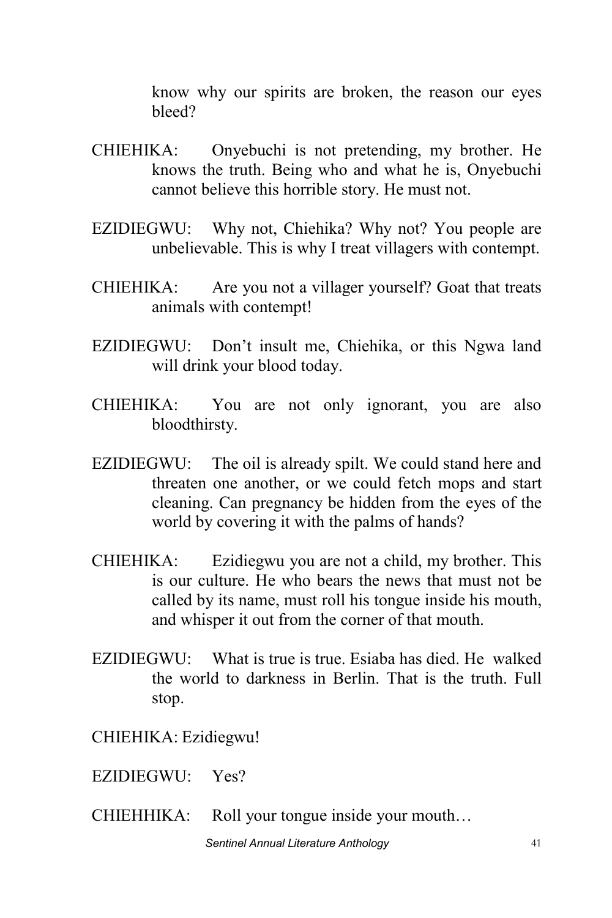know why our spirits are broken, the reason our eyes bleed?

CHIEHIKA: Onyebuchi is not pretending, my brother. He knows the truth. Being who and what he is, Onyebuchi cannot believe this horrible story. He must not.

EZIDIEGWU: Why not, Chiehika? Why not? You people are unbelievable. This is why I treat villagers with contempt.

CHIEHIKA: Are you not a villager yourself? Goat that treats animals with contempt!

EZIDIEGWU: Don't insult me, Chiehika, or this Ngwa land will drink your blood today.

CHIEHIKA: You are not only ignorant, you are also bloodthirsty.

EZIDIEGWU: The oil is already spilt. We could stand here and threaten one another, or we could fetch mops and start cleaning. Can pregnancy be hidden from the eyes of the world by covering it with the palms of hands?

CHIEHIKA: Ezidiegwu you are not a child, my brother. This is our culture. He who bears the news that must not be called by its name, must roll his tongue inside his mouth, and whisper it out from the corner of that mouth.

EZIDIEGWU: What is true is true. Esiaba has died. He walked the world to darkness in Berlin. That is the truth. Full stop.

CHIEHIKA: Ezidiegwu!

EZIDIEGWU: Yes?

CHIEHHIKA: Roll your tongue inside your mouth…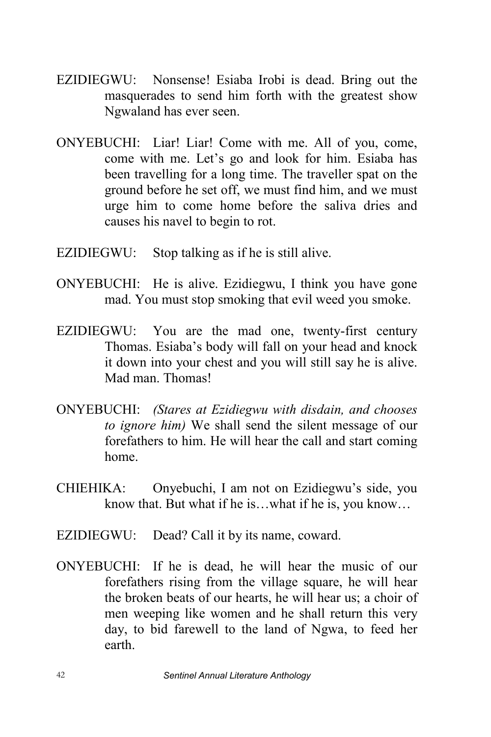EZIDIEGWU: Nonsense! Esiaba Irobi is dead. Bring out the masquerades to send him forth with the greatest show Ngwaland has ever seen.

ONYEBUCHI: Liar! Liar! Come with me. All of you, come, come with me. Let's go and look for him. Esiaba has been travelling for a long time. The traveller spat on the ground before he set off, we must find him, and we must urge him to come home before the saliva dries and causes his navel to begin to rot.

EZIDIEGWU: Stop talking as if he is still alive.

ONYEBUCHI: He is alive. Ezidiegwu, I think you have gone mad. You must stop smoking that evil weed you smoke.

EZIDIEGWU: You are the mad one, twenty-first century Thomas. Esiaba's body will fall on your head and knock it down into your chest and you will still say he is alive. Mad man. Thomas!

ONYEBUCHI: *(Stares at Ezidiegwu with disdain, and chooses to ignore him)* We shall send the silent message of our forefathers to him. He will hear the call and start coming home.

CHIEHIKA: Onyebuchi, I am not on Ezidiegwu's side, you know that. But what if he is…what if he is, you know…

EZIDIEGWU: Dead? Call it by its name, coward.

ONYEBUCHI: If he is dead, he will hear the music of our forefathers rising from the village square, he will hear the broken beats of our hearts, he will hear us; a choir of men weeping like women and he shall return this very day, to bid farewell to the land of Ngwa, to feed her earth.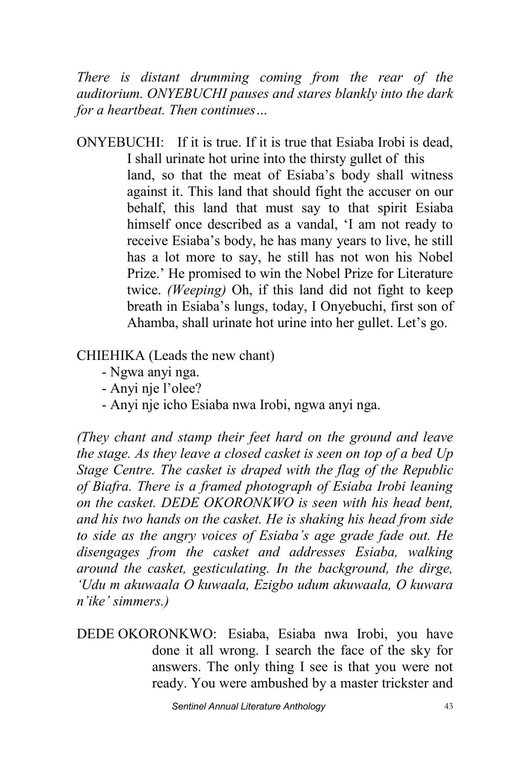*There is distant drumming coming from the rear of the auditorium. ONYEBUCHI pauses and stares blankly into the dark for a heartbeat. Then continues…*

ONYEBUCHI: If it is true. If it is true that Esiaba Irobi is dead, I shall urinate hot urine into the thirsty gullet of this land, so that the meat of Esiaba's body shall witness against it. This land that should fight the accuser on our behalf, this land that must say to that spirit Esiaba himself once described as a vandal, 'I am not ready to receive Esiaba's body, he has many years to live, he still has a lot more to say, he still has not won his Nobel Prize.' He promised to win the Nobel Prize for Literature twice. *(Weeping)* Oh, if this land did not fight to keep breath in Esiaba's lungs, today, I Onyebuchi, first son of Ahamba, shall urinate hot urine into her gullet. Let's go.

CHIEHIKA (Leads the new chant)

- Ngwa anyi nga.
- Anyi nje l'olee?
- Anyi nje icho Esiaba nwa Irobi, ngwa anyi nga.

*(They chant and stamp their feet hard on the ground and leave the stage. As they leave a closed casket is seen on top of a bed Up Stage Centre. The casket is draped with the flag of the Republic of Biafra. There is a framed photograph of Esiaba Irobi leaning on the casket. DEDE OKORONKWO is seen with his head bent, and his two hands on the casket. He is shaking his head from side to side as the angry voices of Esiaba's age grade fade out. He disengages from the casket and addresses Esiaba, walking around the casket, gesticulating. In the background, the dirge, 'Udu m akuwaala O kuwaala, Ezigbo udum akuwaala, O kuwara n'ike' simmers.)*

DEDE OKORONKWO: Esiaba, Esiaba nwa Irobi, you have done it all wrong. I search the face of the sky for answers. The only thing I see is that you were not ready. You were ambushed by a master trickster and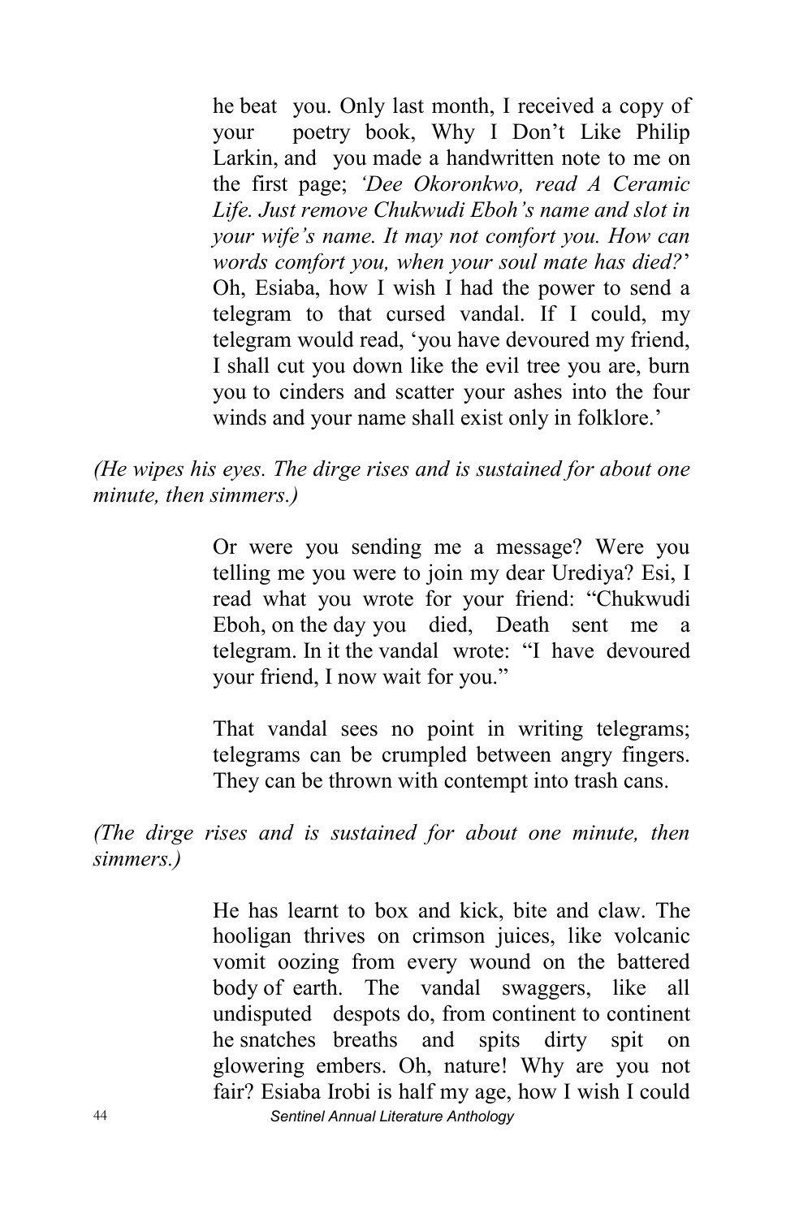he beat you. Only last month, I received a copy of your poetry book, Why I Don't Like Philip Larkin, and you made a handwritten note to me on the first page; *'Dee Okoronkwo, read A Ceramic Life. Just remove Chukwudi Eboh's name and slot in your wife's name. It may not comfort you. How can words comfort you, when your soul mate has died?*' Oh, Esiaba, how I wish I had the power to send a telegram to that cursed vandal. If I could, my telegram would read, 'you have devoured my friend, I shall cut you down like the evil tree you are, burn you to cinders and scatter your ashes into the four winds and your name shall exist only in folklore.'

*(He wipes his eyes. The dirge rises and is sustained for about one minute, then simmers.)*

Or were you sending me a message? Were you telling me you were to join my dear Urediya? Esi, I read what you wrote for your friend: "Chukwudi Eboh, on the day you died, Death sent me a telegram. In it the vandal wrote: "I have devoured your friend, I now wait for you."

That vandal sees no point in writing telegrams; telegrams can be crumpled between angry fingers. They can be thrown with contempt into trash cans.

*(The dirge rises and is sustained for about one minute, then simmers.)*

He has learnt to box and kick, bite and claw. The hooligan thrives on crimson juices, like volcanic vomit oozing from every wound on the battered body of earth. The vandal swaggers, like all undisputed despots do, from continent to continent he snatches breaths and spits dirty spit on glowering embers. Oh, nature! Why are you not fair? Esiaba Irobi is half my age, how I wish I could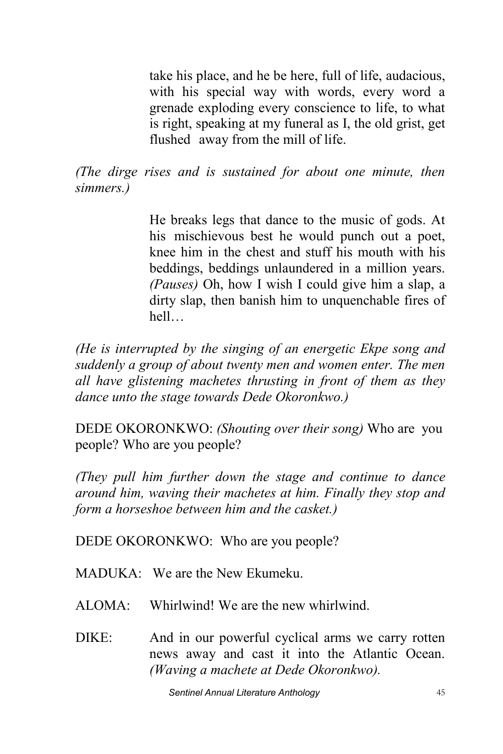take his place, and he be here, full of life, audacious, with his special way with words, every word a grenade exploding every conscience to life, to what is right, speaking at my funeral as I, the old grist, get flushed away from the mill of life.

*(The dirge rises and is sustained for about one minute, then simmers.)*

He breaks legs that dance to the music of gods. At his mischievous best he would punch out a poet, knee him in the chest and stuff his mouth with his beddings, beddings unlaundered in a million years. *(Pauses)* Oh, how I wish I could give him a slap, a dirty slap, then banish him to unquenchable fires of hell…

*(He is interrupted by the singing of an energetic Ekpe song and suddenly a group of about twenty men and women enter. The men all have glistening machetes thrusting in front of them as they dance unto the stage towards Dede Okoronkwo.)*

DEDE OKORONKWO: *(Shouting over their song)* Who are you people? Who are you people?

*(They pull him further down the stage and continue to dance around him, waving their machetes at him. Finally they stop and form a horseshoe between him and the casket.)*

DEDE OKORONKWO: Who are you people?

MADUKA: We are the New Ekumeku.

ALOMA: Whirlwind! We are the new whirlwind.

DIKE: And in our powerful cyclical arms we carry rotten news away and cast it into the Atlantic Ocean. *(Waving a machete at Dede Okoronkwo).*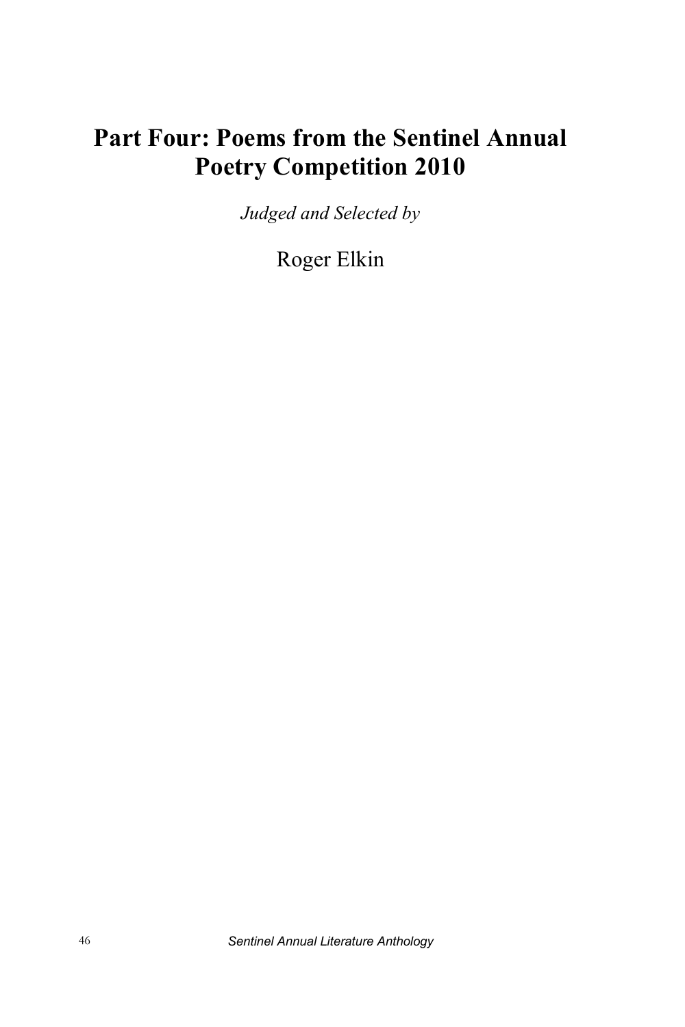# Part Four: Poems from the Sentinel Annual Poetry Competition 2010

*Judged and Selected by*

Roger Elkin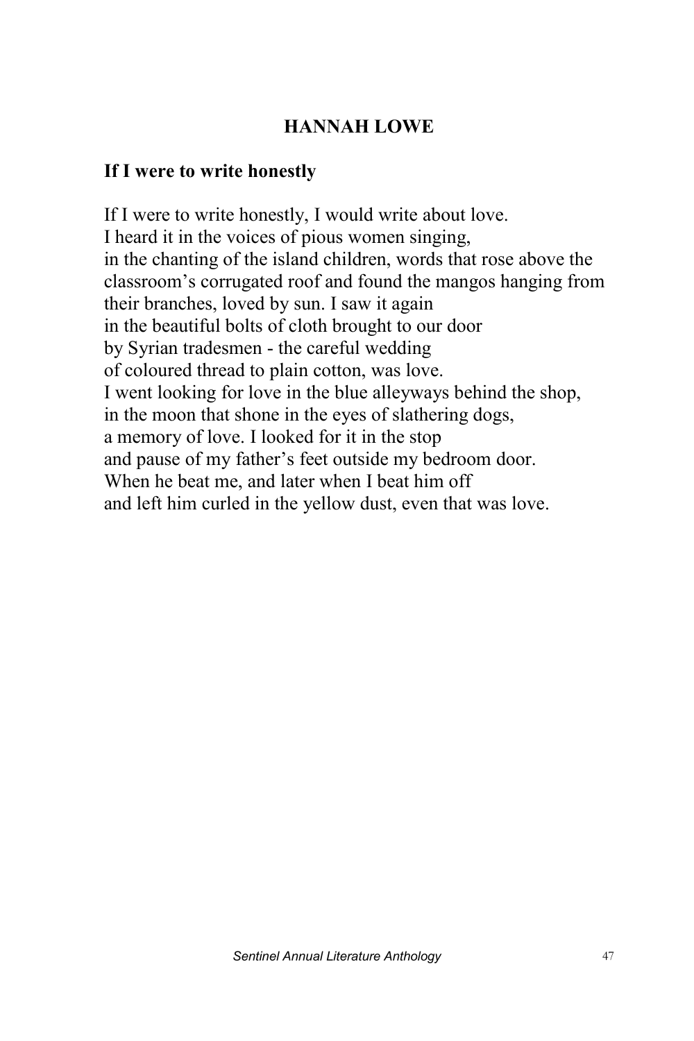## HANNAH LOWE

### If I were to write honestly

If I were to write honestly, I would write about love.
I heard it in the voices of pious women singing,
in the chanting of the island children, words that rose above the
classroom's corrugated roof and found the mangos hanging from
their branches, loved by sun. I saw it again
in the beautiful bolts of cloth brought to our door
by Syrian tradesmen - the careful wedding
of coloured thread to plain cotton, was love.
I went looking for love in the blue alleyways behind the shop,
in the moon that shone in the eyes of slathering dogs,
a memory of love. I looked for it in the stop
and pause of my father's feet outside my bedroom door.
When he beat me, and later when I beat him off
and left him curled in the yellow dust, even that was love.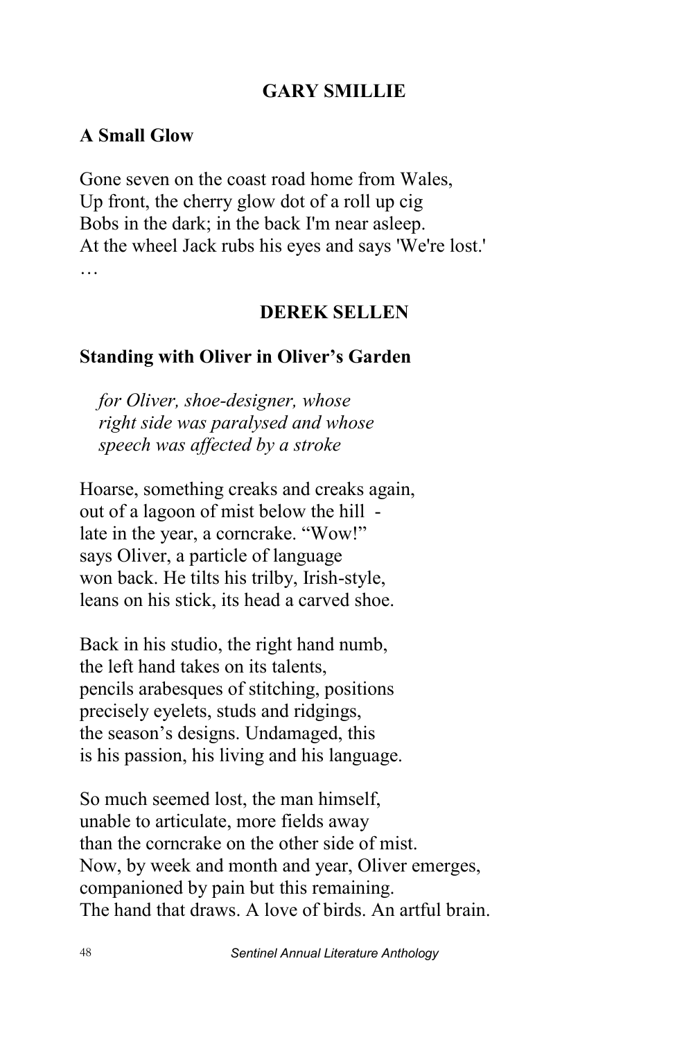## GARY SMILLIE

### A Small Glow

Gone seven on the coast road home from Wales,  
Up front, the cherry glow dot of a roll up cig  
Bobs in the dark; in the back I'm near asleep.  
At the wheel Jack rubs his eyes and says 'We're lost.'  
…

## DEREK SELLEN

### Standing with Oliver in Oliver's Garden

*for Oliver, shoe-designer, whose*  
*right side was paralysed and whose*  
*speech was affected by a stroke*

Hoarse, something creaks and creaks again,  
out of a lagoon of mist below the hill -  
late in the year, a corncrake. "Wow!"  
says Oliver, a particle of language  
won back. He tilts his trilby, Irish-style,  
leans on his stick, its head a carved shoe.

Back in his studio, the right hand numb,  
the left hand takes on its talents,  
pencils arabesques of stitching, positions  
precisely eyelets, studs and ridgings,  
the season's designs. Undamaged, this  
is his passion, his living and his language.

So much seemed lost, the man himself,  
unable to articulate, more fields away  
than the corncrake on the other side of mist.  
Now, by week and month and year, Oliver emerges,  
companioned by pain but this remaining.  
The hand that draws. A love of birds. An artful brain.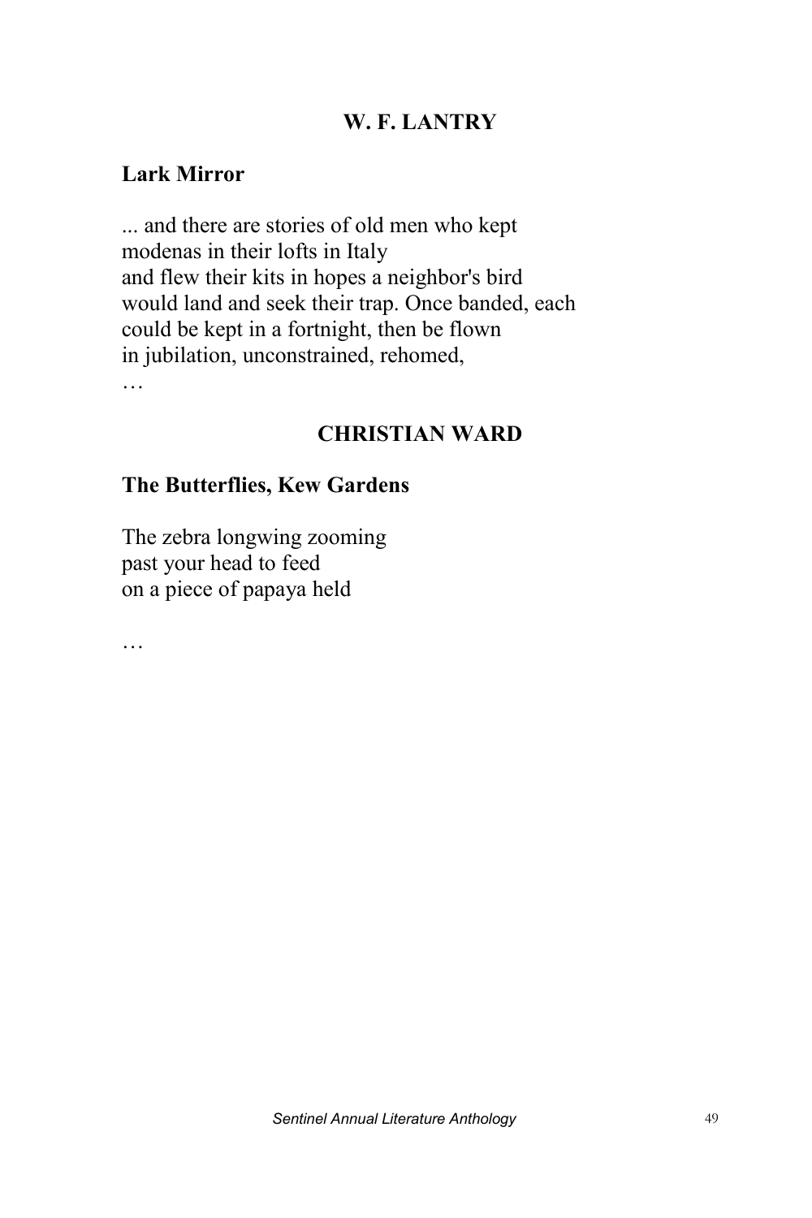## W. F. LANTRY

### Lark Mirror

... and there are stories of old men who kept  
modenas in their lofts in Italy  
and flew their kits in hopes a neighbor's bird  
would land and seek their trap. Once banded, each  
could be kept in a fortnight, then be flown  
in jubilation, unconstrained, rehomed,  
…

## CHRISTIAN WARD

### The Butterflies, Kew Gardens

The zebra longwing zooming  
past your head to feed  
on a piece of papaya held

…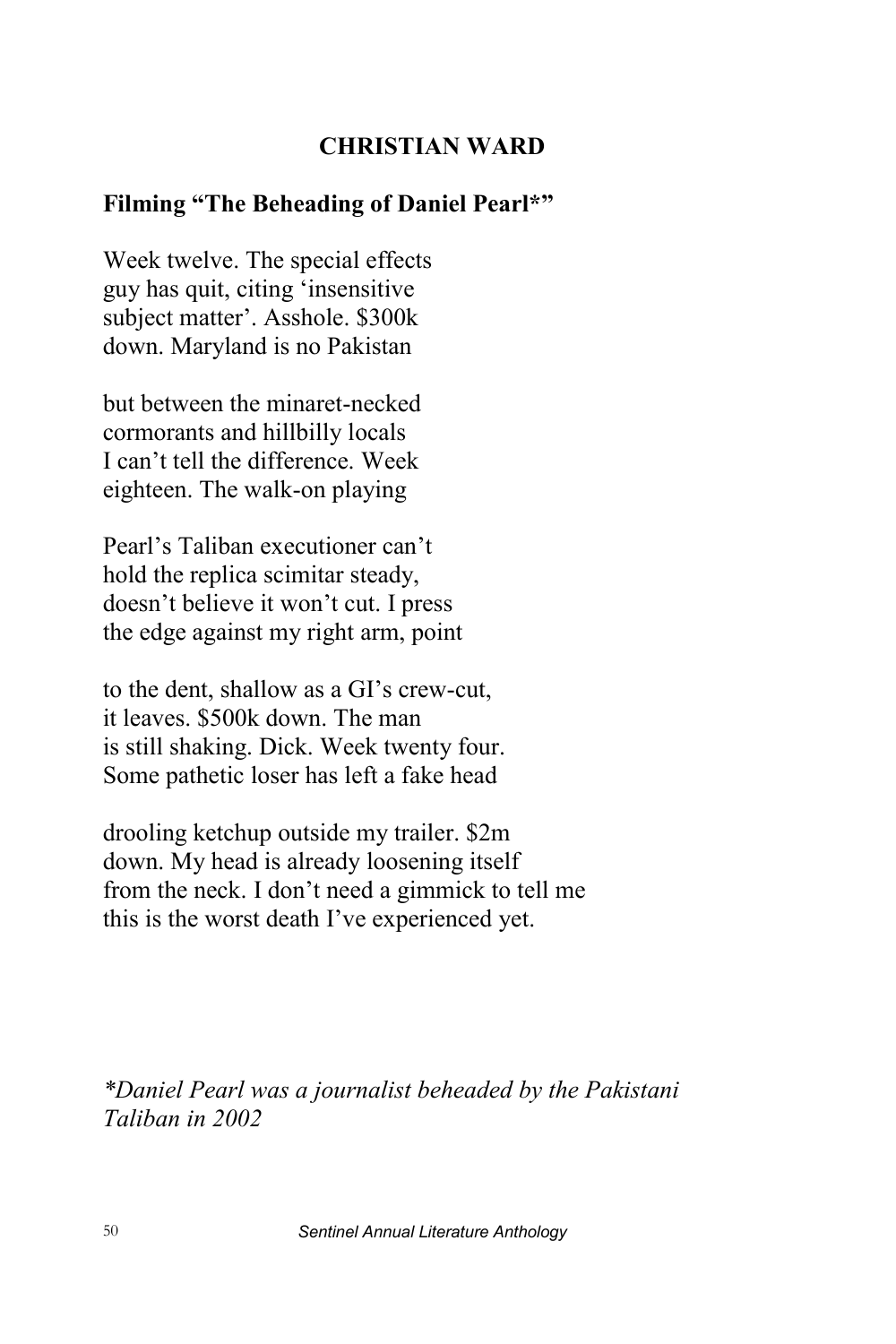## CHRISTIAN WARD

### Filming "The Beheading of Daniel Pearl*"

Week twelve. The special effects  
guy has quit, citing 'insensitive  
subject matter'. Asshole. $300k  
down. Maryland is no Pakistan

but between the minaret-necked  
cormorants and hillbilly locals  
I can't tell the difference. Week  
eighteen. The walk-on playing

Pearl's Taliban executioner can't  
hold the replica scimitar steady,  
doesn't believe it won't cut. I press  
the edge against my right arm, point

to the dent, shallow as a GI's crew-cut,  
it leaves. $500k down. The man  
is still shaking. Dick. Week twenty four.  
Some pathetic loser has left a fake head

drooling ketchup outside my trailer. $2m  
down. My head is already loosening itself  
from the neck. I don't need a gimmick to tell me  
this is the worst death I've experienced yet.

*\*Daniel Pearl was a journalist beheaded by the Pakistani Taliban in 2002*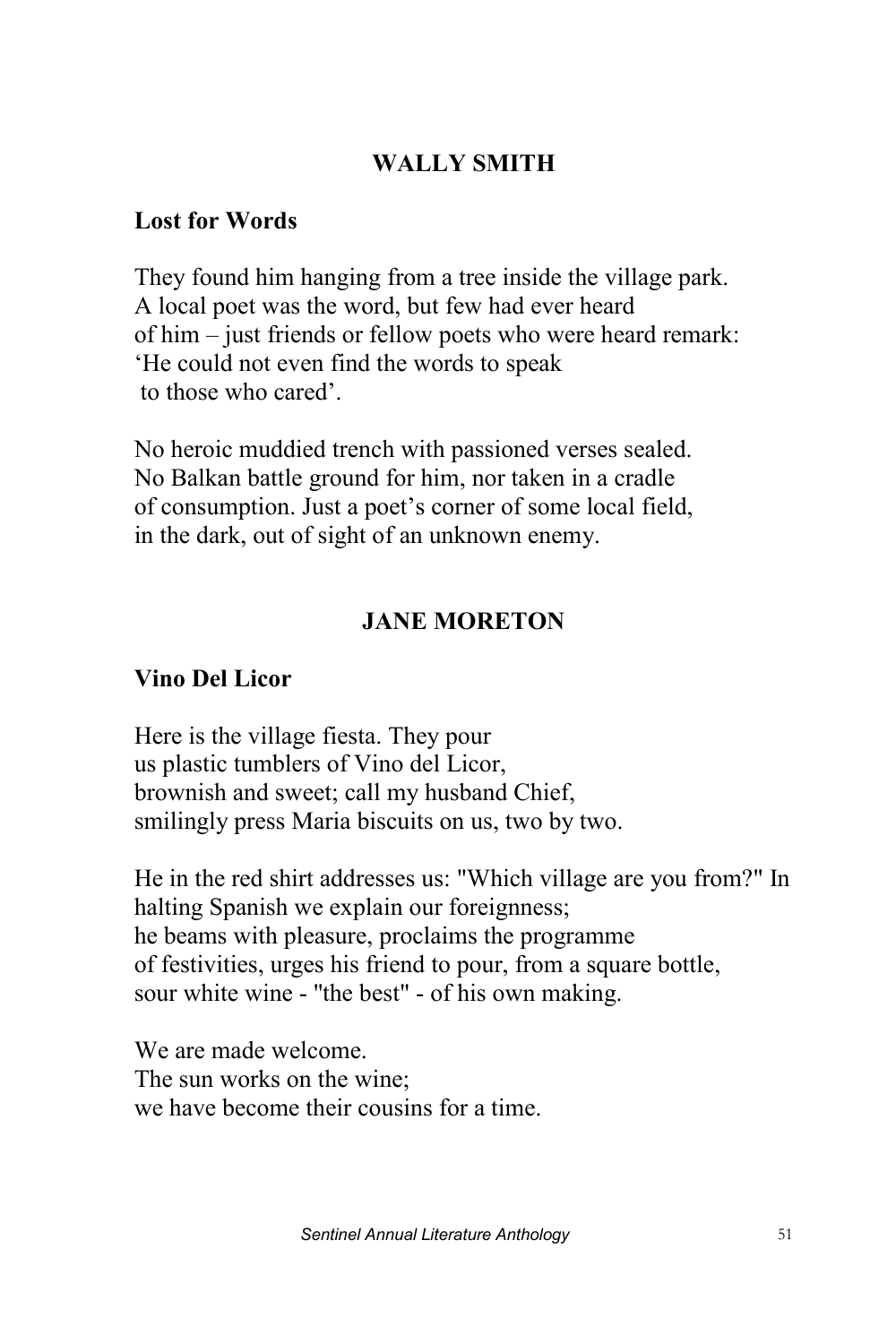## WALLY SMITH

### Lost for Words

They found him hanging from a tree inside the village park.
A local poet was the word, but few had ever heard
of him – just friends or fellow poets who were heard remark:
'He could not even find the words to speak
 to those who cared'.

No heroic muddied trench with passioned verses sealed.
No Balkan battle ground for him, nor taken in a cradle
of consumption. Just a poet's corner of some local field,
in the dark, out of sight of an unknown enemy.

## JANE MORETON

### Vino Del Licor

Here is the village fiesta. They pour
us plastic tumblers of Vino del Licor,
brownish and sweet; call my husband Chief,
smilingly press Maria biscuits on us, two by two.

He in the red shirt addresses us: "Which village are you from?" In
halting Spanish we explain our foreignness;
he beams with pleasure, proclaims the programme
of festivities, urges his friend to pour, from a square bottle,
sour white wine - "the best" - of his own making.

We are made welcome.
The sun works on the wine;
we have become their cousins for a time.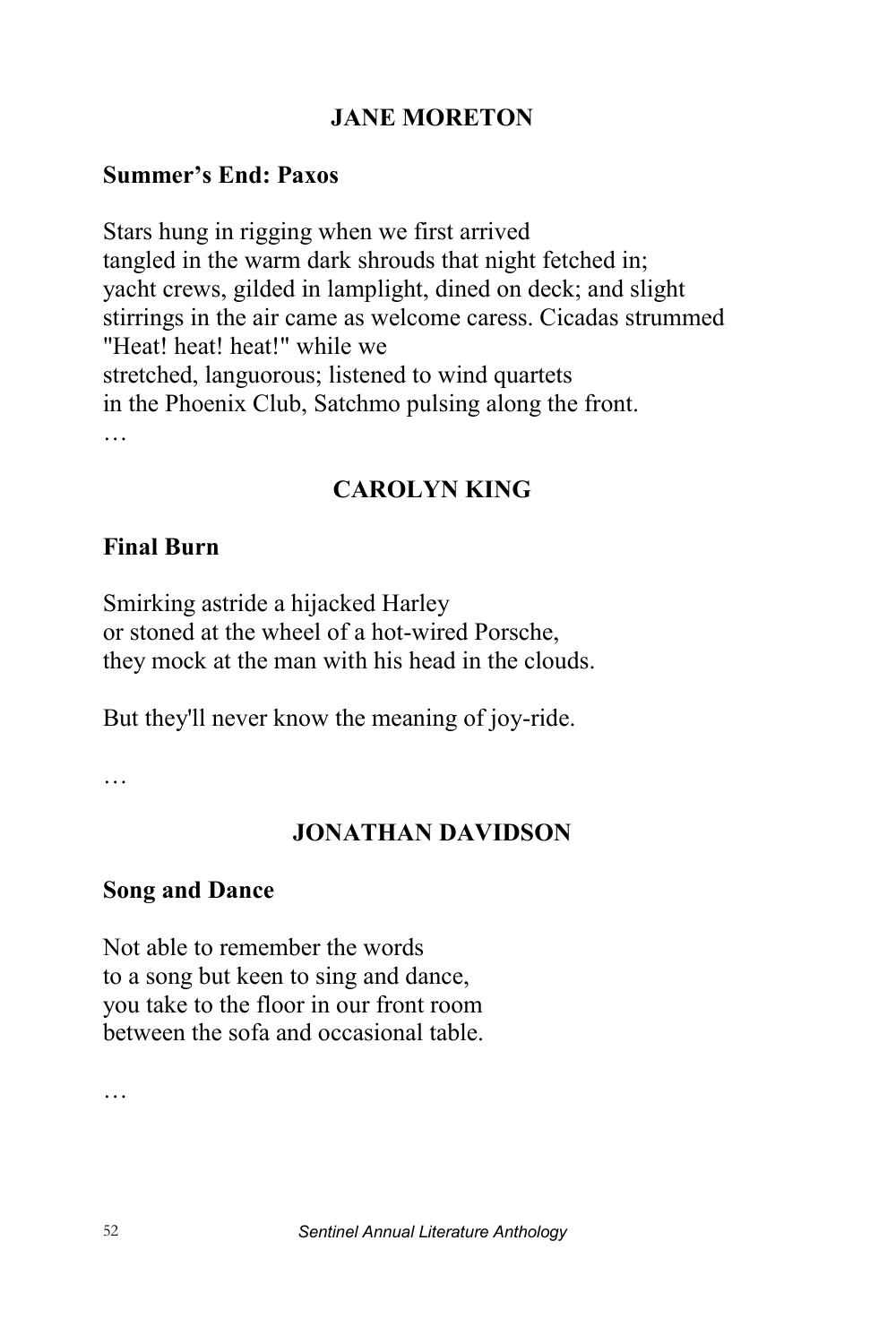## JANE MORETON

### Summer's End: Paxos

Stars hung in rigging when we first arrived  
tangled in the warm dark shrouds that night fetched in;  
yacht crews, gilded in lamplight, dined on deck; and slight  
stirrings in the air came as welcome caress. Cicadas strummed  
"Heat! heat! heat!" while we  
stretched, languorous; listened to wind quartets  
in the Phoenix Club, Satchmo pulsing along the front.  
…

## CAROLYN KING

### Final Burn

Smirking astride a hijacked Harley  
or stoned at the wheel of a hot-wired Porsche,  
they mock at the man with his head in the clouds.

But they'll never know the meaning of joy-ride.

…

## JONATHAN DAVIDSON

### Song and Dance

Not able to remember the words  
to a song but keen to sing and dance,  
you take to the floor in our front room  
between the sofa and occasional table.

…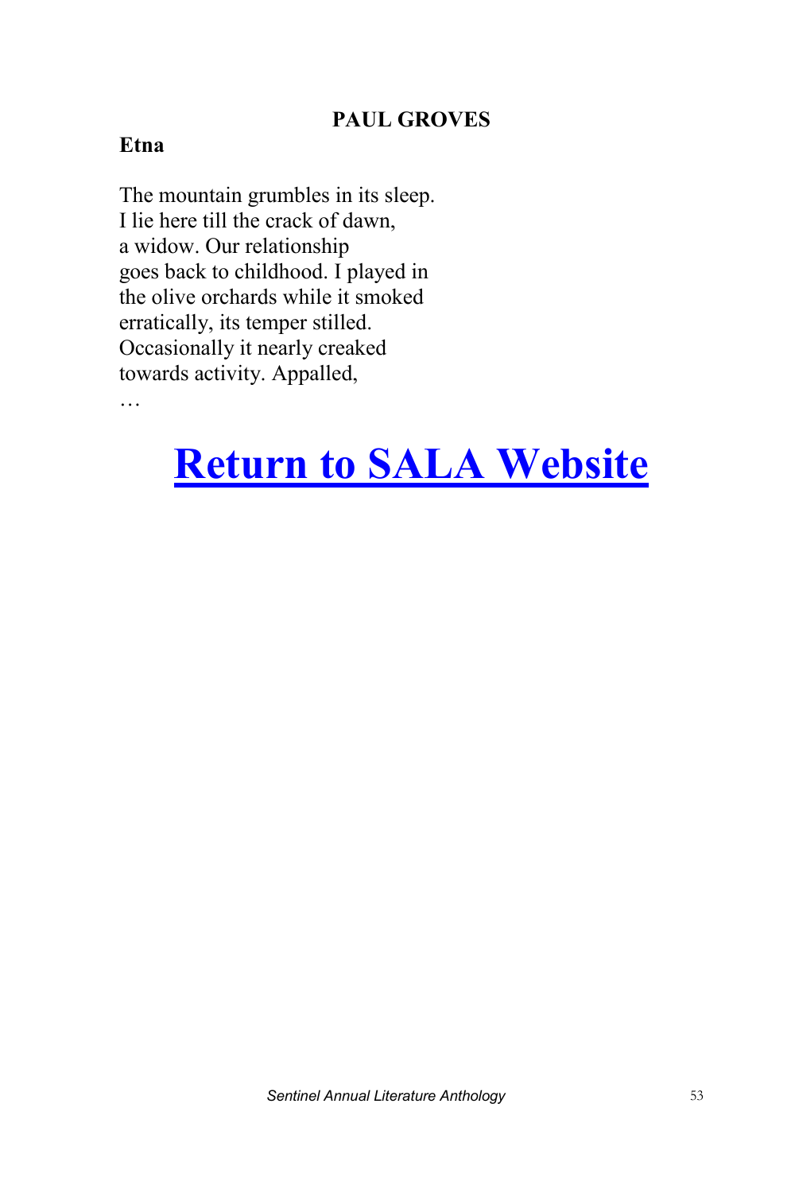**PAUL GROVES**

**Etna**

The mountain grumbles in its sleep.
I lie here till the crack of dawn,
a widow. Our relationship
goes back to childhood. I played in
the olive orchards while it smoked
erratically, its temper stilled.
Occasionally it nearly creaked
towards activity. Appalled,
…

# Return to SALA Website